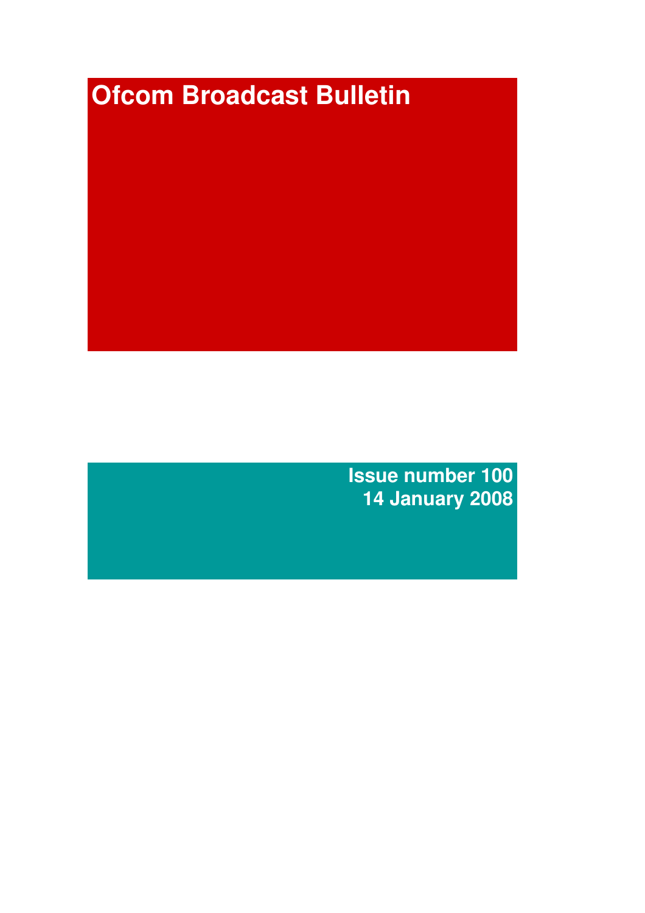# Ofcom Broadcast Bulletin

**Issue number 100**
**14 January 2008**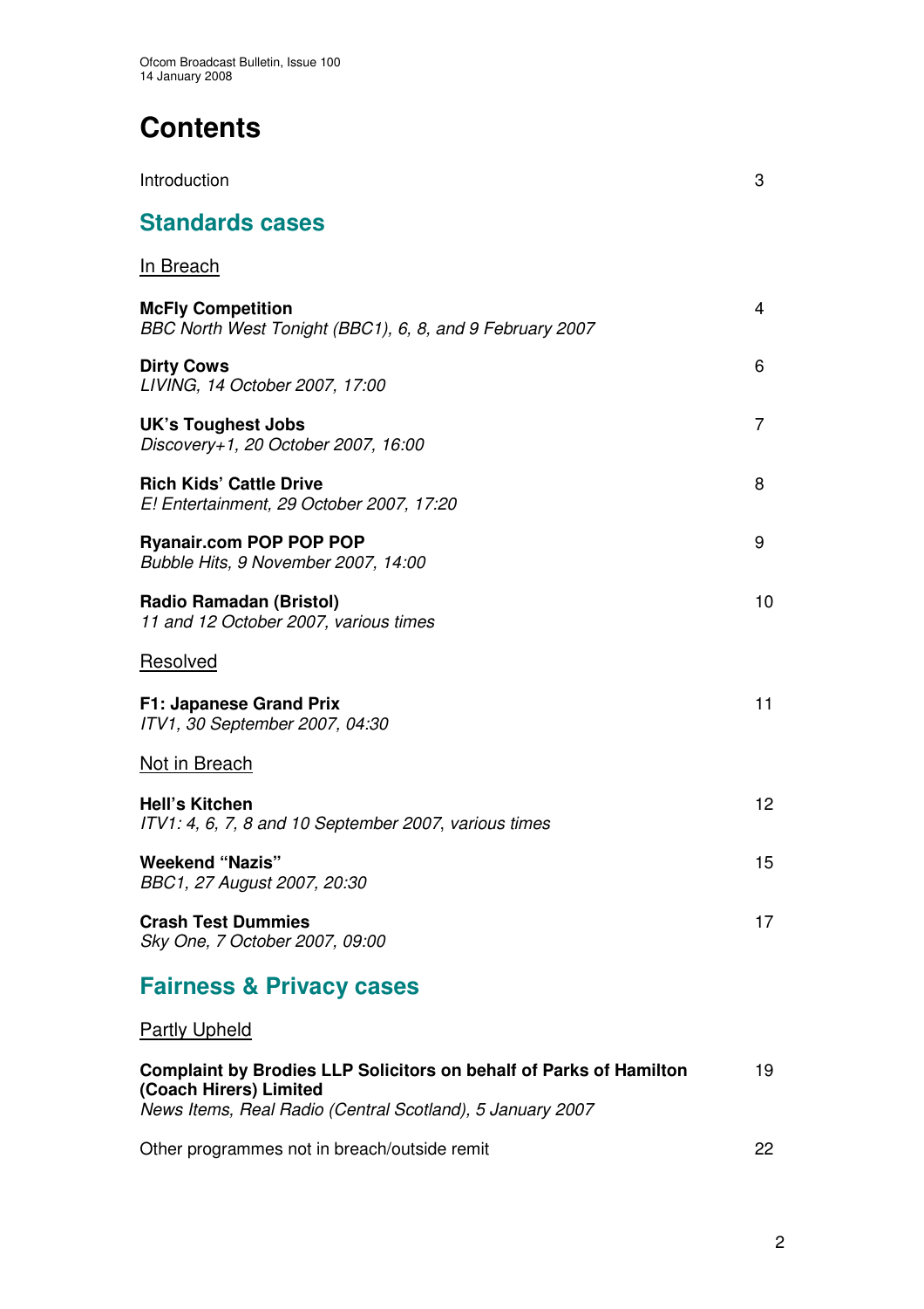# Contents

Introduction 3

## Standards cases

### In Breach

**McFly Competition** 4
*BBC North West Tonight (BBC1), 6, 8, and 9 February 2007*

**Dirty Cows** 6
*LIVING, 14 October 2007, 17:00*

**UK's Toughest Jobs** 7
*Discovery+1, 20 October 2007, 16:00*

**Rich Kids' Cattle Drive** 8
*E! Entertainment, 29 October 2007, 17:20*

**Ryanair.com POP POP POP** 9
*Bubble Hits, 9 November 2007, 14:00*

**Radio Ramadan (Bristol)** 10
*11 and 12 October 2007, various times*

### Resolved

**F1: Japanese Grand Prix** 11
*ITV1, 30 September 2007, 04:30*

### Not in Breach

**Hell's Kitchen** 12
*ITV1: 4, 6, 7, 8 and 10 September 2007, various times*

**Weekend "Nazis"** 15
*BBC1, 27 August 2007, 20:30*

**Crash Test Dummies** 17
*Sky One, 7 October 2007, 09:00*

## Fairness & Privacy cases

### Partly Upheld

**Complaint by Brodies LLP Solicitors on behalf of Parks of Hamilton (Coach Hirers) Limited** 19
*News Items, Real Radio (Central Scotland), 5 January 2007*

Other programmes not in breach/outside remit 22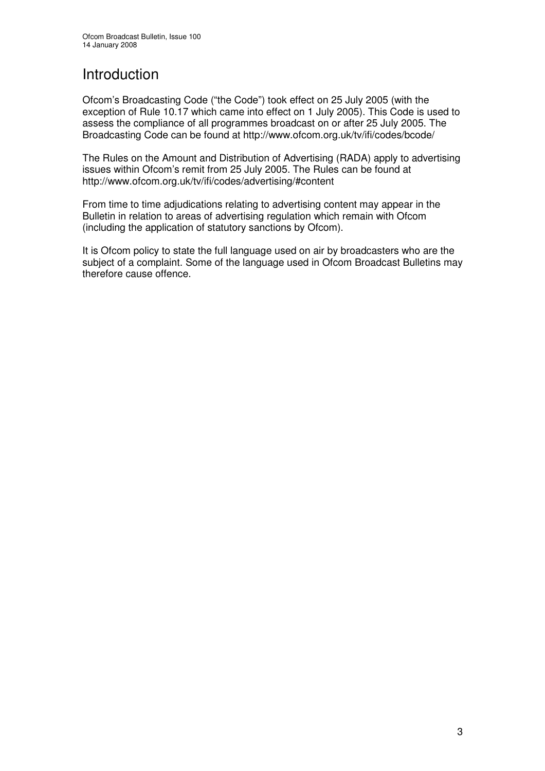# Introduction

Ofcom's Broadcasting Code ("the Code") took effect on 25 July 2005 (with the exception of Rule 10.17 which came into effect on 1 July 2005). This Code is used to assess the compliance of all programmes broadcast on or after 25 July 2005. The Broadcasting Code can be found at http://www.ofcom.org.uk/tv/ifi/codes/bcode/

The Rules on the Amount and Distribution of Advertising (RADA) apply to advertising issues within Ofcom's remit from 25 July 2005. The Rules can be found at http://www.ofcom.org.uk/tv/ifi/codes/advertising/#content

From time to time adjudications relating to advertising content may appear in the Bulletin in relation to areas of advertising regulation which remain with Ofcom (including the application of statutory sanctions by Ofcom).

It is Ofcom policy to state the full language used on air by broadcasters who are the subject of a complaint. Some of the language used in Ofcom Broadcast Bulletins may therefore cause offence.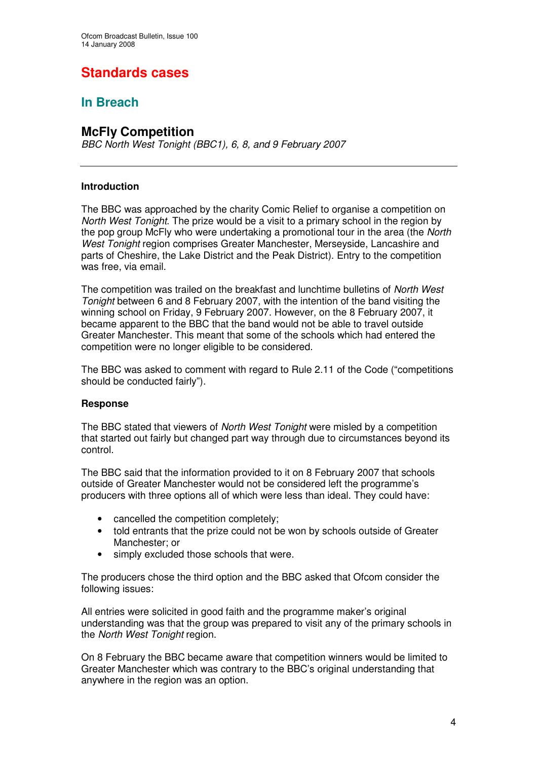# Standards cases

## In Breach

### McFly Competition

*BBC North West Tonight (BBC1), 6, 8, and 9 February 2007*

---

**Introduction**

The BBC was approached by the charity Comic Relief to organise a competition on *North West Tonight*. The prize would be a visit to a primary school in the region by the pop group McFly who were undertaking a promotional tour in the area (the *North West Tonight* region comprises Greater Manchester, Merseyside, Lancashire and parts of Cheshire, the Lake District and the Peak District). Entry to the competition was free, via email.

The competition was trailed on the breakfast and lunchtime bulletins of *North West Tonight* between 6 and 8 February 2007, with the intention of the band visiting the winning school on Friday, 9 February 2007. However, on the 8 February 2007, it became apparent to the BBC that the band would not be able to travel outside Greater Manchester. This meant that some of the schools which had entered the competition were no longer eligible to be considered.

The BBC was asked to comment with regard to Rule 2.11 of the Code ("competitions should be conducted fairly").

**Response**

The BBC stated that viewers of *North West Tonight* were misled by a competition that started out fairly but changed part way through due to circumstances beyond its control.

The BBC said that the information provided to it on 8 February 2007 that schools outside of Greater Manchester would not be considered left the programme's producers with three options all of which were less than ideal. They could have:

- cancelled the competition completely;
- told entrants that the prize could not be won by schools outside of Greater Manchester; or
- simply excluded those schools that were.

The producers chose the third option and the BBC asked that Ofcom consider the following issues:

All entries were solicited in good faith and the programme maker's original understanding was that the group was prepared to visit any of the primary schools in the *North West Tonight* region.

On 8 February the BBC became aware that competition winners would be limited to Greater Manchester which was contrary to the BBC's original understanding that anywhere in the region was an option.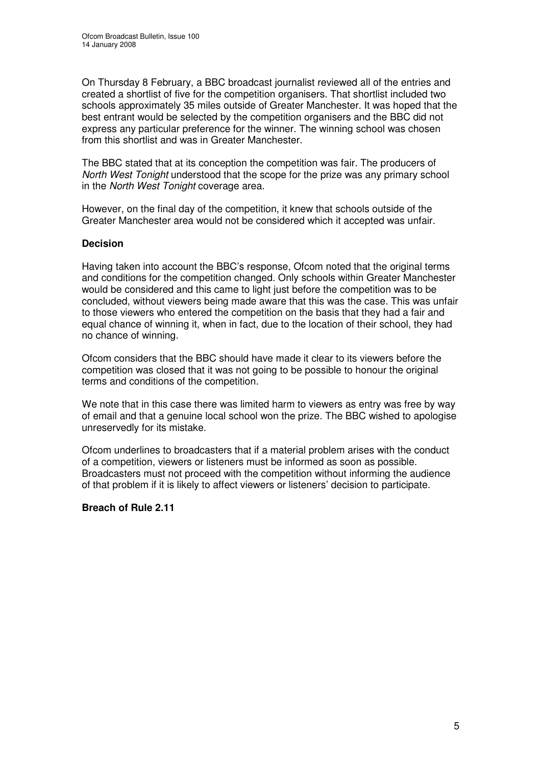On Thursday 8 February, a BBC broadcast journalist reviewed all of the entries and created a shortlist of five for the competition organisers. That shortlist included two schools approximately 35 miles outside of Greater Manchester. It was hoped that the best entrant would be selected by the competition organisers and the BBC did not express any particular preference for the winner. The winning school was chosen from this shortlist and was in Greater Manchester.

The BBC stated that at its conception the competition was fair. The producers of *North West Tonight* understood that the scope for the prize was any primary school in the *North West Tonight* coverage area.

However, on the final day of the competition, it knew that schools outside of the Greater Manchester area would not be considered which it accepted was unfair.

**Decision**

Having taken into account the BBC's response, Ofcom noted that the original terms and conditions for the competition changed. Only schools within Greater Manchester would be considered and this came to light just before the competition was to be concluded, without viewers being made aware that this was the case. This was unfair to those viewers who entered the competition on the basis that they had a fair and equal chance of winning it, when in fact, due to the location of their school, they had no chance of winning.

Ofcom considers that the BBC should have made it clear to its viewers before the competition was closed that it was not going to be possible to honour the original terms and conditions of the competition.

We note that in this case there was limited harm to viewers as entry was free by way of email and that a genuine local school won the prize. The BBC wished to apologise unreservedly for its mistake.

Ofcom underlines to broadcasters that if a material problem arises with the conduct of a competition, viewers or listeners must be informed as soon as possible. Broadcasters must not proceed with the competition without informing the audience of that problem if it is likely to affect viewers or listeners' decision to participate.

**Breach of Rule 2.11**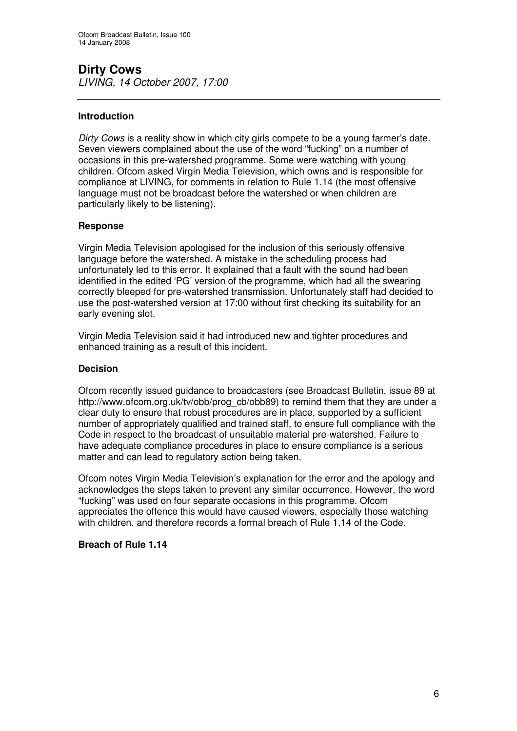# Dirty Cows

*LIVING, 14 October 2007, 17:00*

---

### Introduction

*Dirty Cows* is a reality show in which city girls compete to be a young farmer's date. Seven viewers complained about the use of the word "fucking" on a number of occasions in this pre-watershed programme. Some were watching with young children. Ofcom asked Virgin Media Television, which owns and is responsible for compliance at LIVING, for comments in relation to Rule 1.14 (the most offensive language must not be broadcast before the watershed or when children are particularly likely to be listening).

### Response

Virgin Media Television apologised for the inclusion of this seriously offensive language before the watershed. A mistake in the scheduling process had unfortunately led to this error. It explained that a fault with the sound had been identified in the edited 'PG' version of the programme, which had all the swearing correctly bleeped for pre-watershed transmission. Unfortunately staff had decided to use the post-watershed version at 17:00 without first checking its suitability for an early evening slot.

Virgin Media Television said it had introduced new and tighter procedures and enhanced training as a result of this incident.

### Decision

Ofcom recently issued guidance to broadcasters (see Broadcast Bulletin, issue 89 at http://www.ofcom.org.uk/tv/obb/prog_cb/obb89) to remind them that they are under a clear duty to ensure that robust procedures are in place, supported by a sufficient number of appropriately qualified and trained staff, to ensure full compliance with the Code in respect to the broadcast of unsuitable material pre-watershed. Failure to have adequate compliance procedures in place to ensure compliance is a serious matter and can lead to regulatory action being taken.

Ofcom notes Virgin Media Television's explanation for the error and the apology and acknowledges the steps taken to prevent any similar occurrence. However, the word "fucking" was used on four separate occasions in this programme. Ofcom appreciates the offence this would have caused viewers, especially those watching with children, and therefore records a formal breach of Rule 1.14 of the Code.

**Breach of Rule 1.14**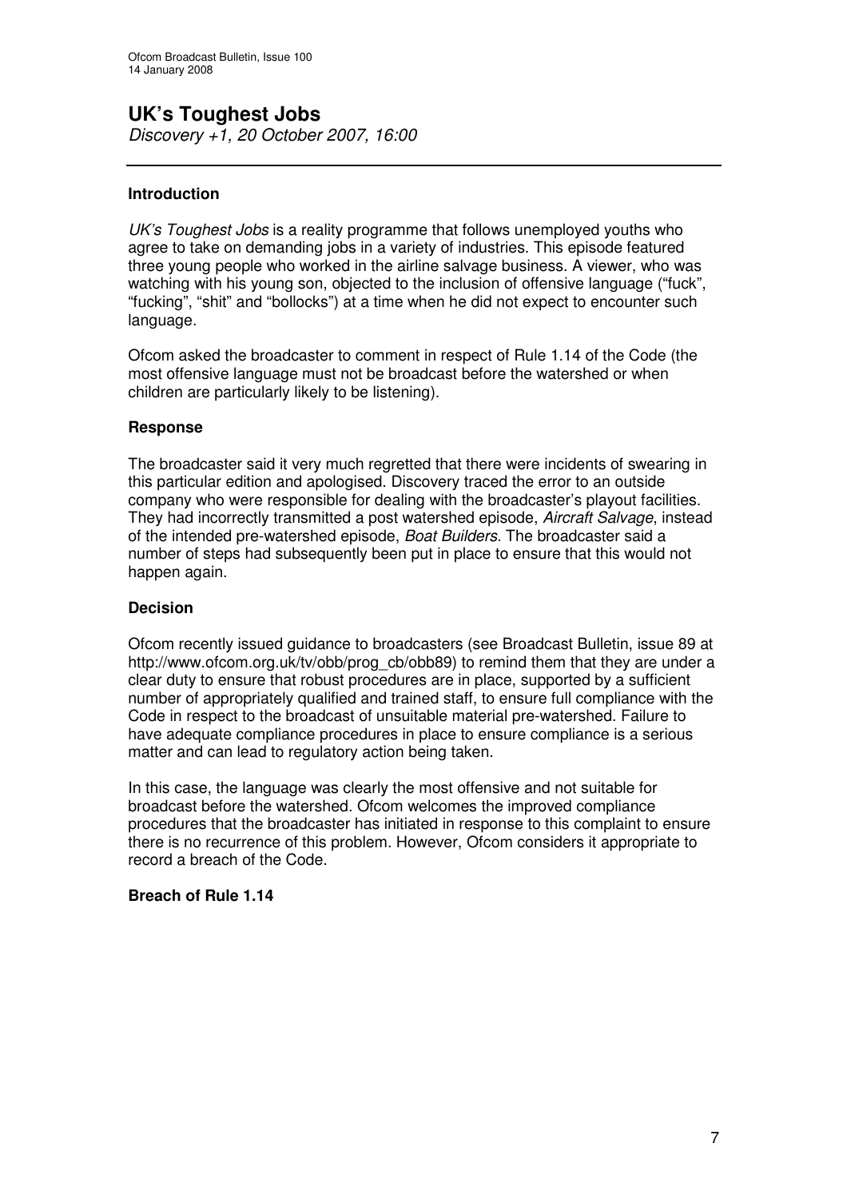# UK's Toughest Jobs

*Discovery +1, 20 October 2007, 16:00*

---

### Introduction

*UK's Toughest Jobs* is a reality programme that follows unemployed youths who agree to take on demanding jobs in a variety of industries. This episode featured three young people who worked in the airline salvage business. A viewer, who was watching with his young son, objected to the inclusion of offensive language ("fuck", "fucking", "shit" and "bollocks") at a time when he did not expect to encounter such language.

Ofcom asked the broadcaster to comment in respect of Rule 1.14 of the Code (the most offensive language must not be broadcast before the watershed or when children are particularly likely to be listening).

### Response

The broadcaster said it very much regretted that there were incidents of swearing in this particular edition and apologised. Discovery traced the error to an outside company who were responsible for dealing with the broadcaster's playout facilities. They had incorrectly transmitted a post watershed episode, *Aircraft Salvage*, instead of the intended pre-watershed episode, *Boat Builders*. The broadcaster said a number of steps had subsequently been put in place to ensure that this would not happen again.

### Decision

Ofcom recently issued guidance to broadcasters (see Broadcast Bulletin, issue 89 at http://www.ofcom.org.uk/tv/obb/prog_cb/obb89) to remind them that they are under a clear duty to ensure that robust procedures are in place, supported by a sufficient number of appropriately qualified and trained staff, to ensure full compliance with the Code in respect to the broadcast of unsuitable material pre-watershed. Failure to have adequate compliance procedures in place to ensure compliance is a serious matter and can lead to regulatory action being taken.

In this case, the language was clearly the most offensive and not suitable for broadcast before the watershed. Ofcom welcomes the improved compliance procedures that the broadcaster has initiated in response to this complaint to ensure there is no recurrence of this problem. However, Ofcom considers it appropriate to record a breach of the Code.

**Breach of Rule 1.14**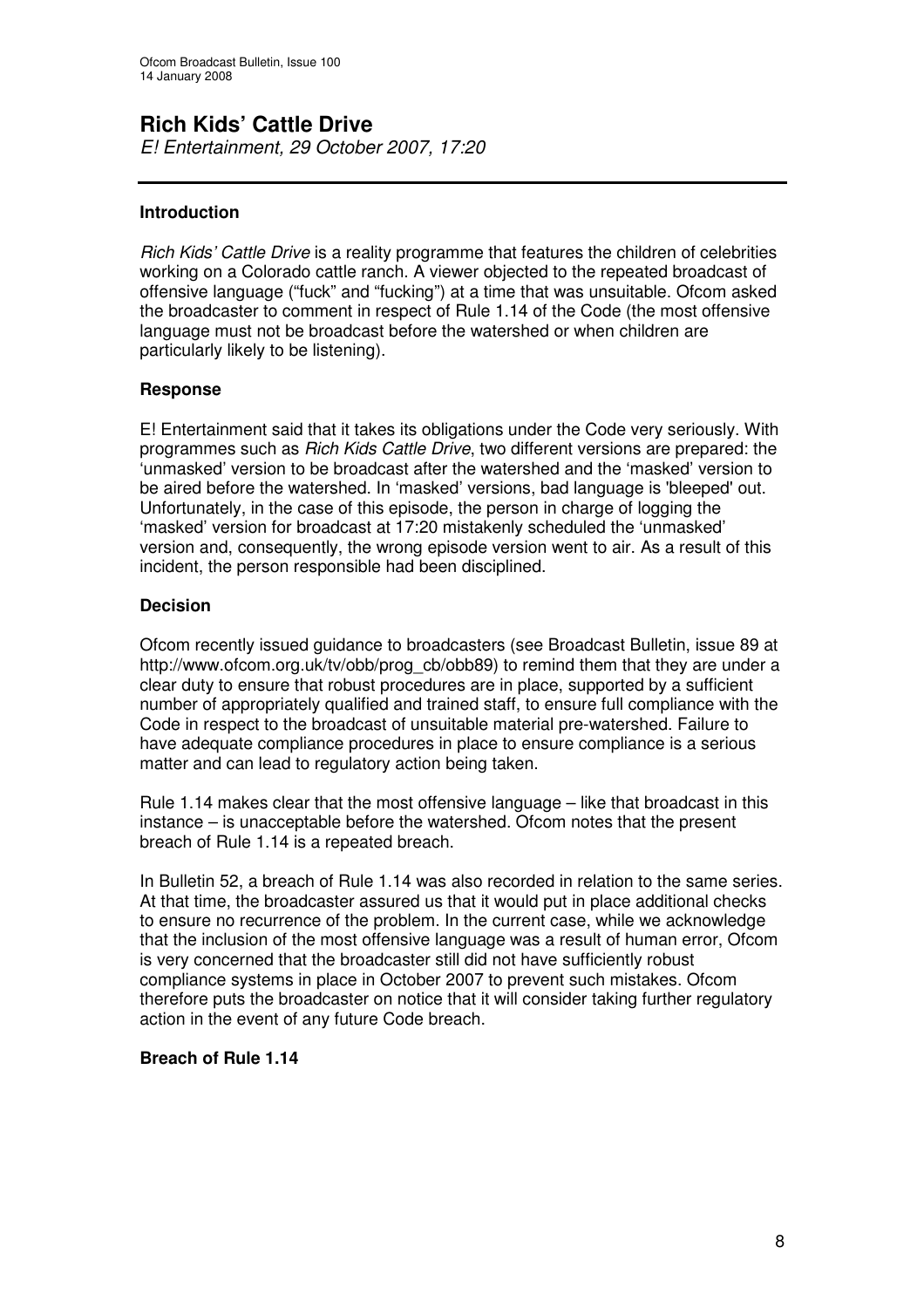# Rich Kids' Cattle Drive

*E! Entertainment, 29 October 2007, 17:20*

### Introduction

*Rich Kids' Cattle Drive* is a reality programme that features the children of celebrities working on a Colorado cattle ranch. A viewer objected to the repeated broadcast of offensive language ("fuck" and "fucking") at a time that was unsuitable. Ofcom asked the broadcaster to comment in respect of Rule 1.14 of the Code (the most offensive language must not be broadcast before the watershed or when children are particularly likely to be listening).

### Response

E! Entertainment said that it takes its obligations under the Code very seriously. With programmes such as *Rich Kids Cattle Drive*, two different versions are prepared: the 'unmasked' version to be broadcast after the watershed and the 'masked' version to be aired before the watershed. In 'masked' versions, bad language is 'bleeped' out. Unfortunately, in the case of this episode, the person in charge of logging the 'masked' version for broadcast at 17:20 mistakenly scheduled the 'unmasked' version and, consequently, the wrong episode version went to air. As a result of this incident, the person responsible had been disciplined.

### Decision

Ofcom recently issued guidance to broadcasters (see Broadcast Bulletin, issue 89 at http://www.ofcom.org.uk/tv/obb/prog_cb/obb89) to remind them that they are under a clear duty to ensure that robust procedures are in place, supported by a sufficient number of appropriately qualified and trained staff, to ensure full compliance with the Code in respect to the broadcast of unsuitable material pre-watershed. Failure to have adequate compliance procedures in place to ensure compliance is a serious matter and can lead to regulatory action being taken.

Rule 1.14 makes clear that the most offensive language – like that broadcast in this instance – is unacceptable before the watershed. Ofcom notes that the present breach of Rule 1.14 is a repeated breach.

In Bulletin 52, a breach of Rule 1.14 was also recorded in relation to the same series. At that time, the broadcaster assured us that it would put in place additional checks to ensure no recurrence of the problem. In the current case, while we acknowledge that the inclusion of the most offensive language was a result of human error, Ofcom is very concerned that the broadcaster still did not have sufficiently robust compliance systems in place in October 2007 to prevent such mistakes. Ofcom therefore puts the broadcaster on notice that it will consider taking further regulatory action in the event of any future Code breach.

### Breach of Rule 1.14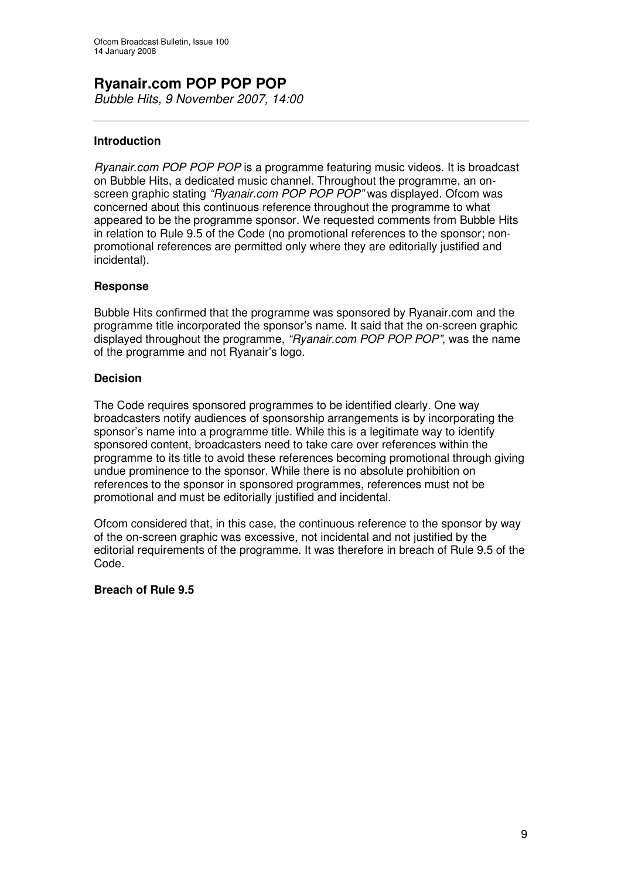## Ryanair.com POP POP POP

*Bubble Hits, 9 November 2007, 14:00*

---

### Introduction

*Ryanair.com POP POP POP* is a programme featuring music videos. It is broadcast on Bubble Hits, a dedicated music channel. Throughout the programme, an on-screen graphic stating *"Ryanair.com POP POP POP"* was displayed. Ofcom was concerned about this continuous reference throughout the programme to what appeared to be the programme sponsor. We requested comments from Bubble Hits in relation to Rule 9.5 of the Code (no promotional references to the sponsor; non-promotional references are permitted only where they are editorially justified and incidental).

### Response

Bubble Hits confirmed that the programme was sponsored by Ryanair.com and the programme title incorporated the sponsor's name. It said that the on-screen graphic displayed throughout the programme, *"Ryanair.com POP POP POP",* was the name of the programme and not Ryanair's logo.

### Decision

The Code requires sponsored programmes to be identified clearly. One way broadcasters notify audiences of sponsorship arrangements is by incorporating the sponsor's name into a programme title. While this is a legitimate way to identify sponsored content, broadcasters need to take care over references within the programme to its title to avoid these references becoming promotional through giving undue prominence to the sponsor. While there is no absolute prohibition on references to the sponsor in sponsored programmes, references must not be promotional and must be editorially justified and incidental.

Ofcom considered that, in this case, the continuous reference to the sponsor by way of the on-screen graphic was excessive, not incidental and not justified by the editorial requirements of the programme. It was therefore in breach of Rule 9.5 of the Code.

**Breach of Rule 9.5**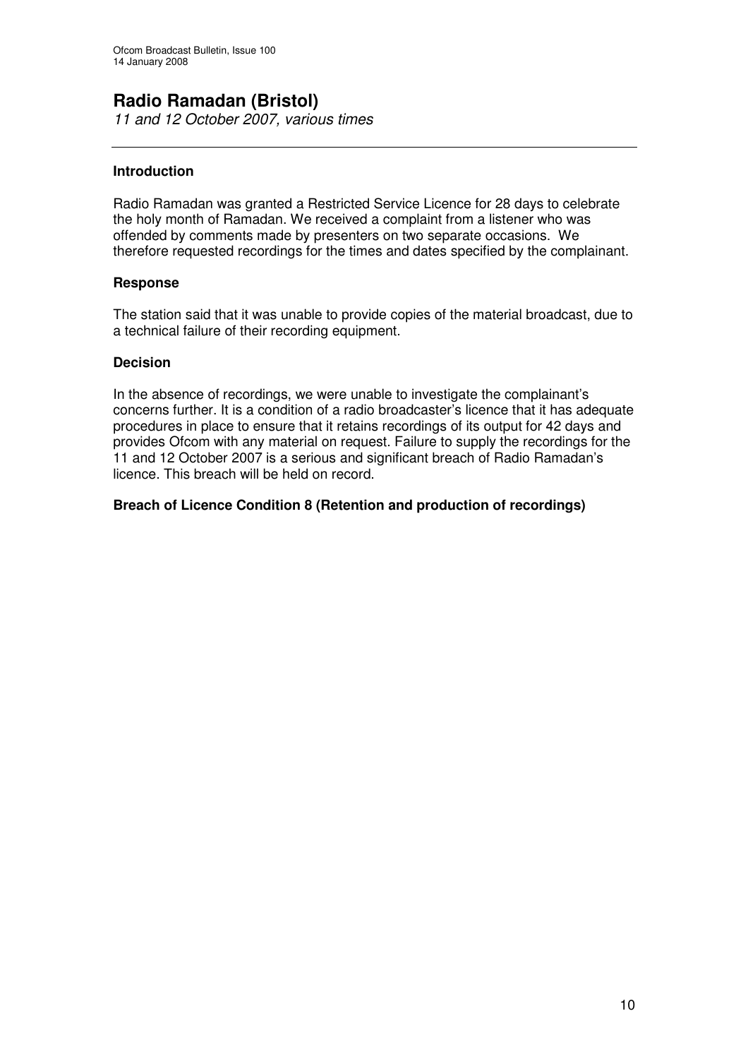## Radio Ramadan (Bristol)

*11 and 12 October 2007, various times*

### Introduction

Radio Ramadan was granted a Restricted Service Licence for 28 days to celebrate the holy month of Ramadan. We received a complaint from a listener who was offended by comments made by presenters on two separate occasions. We therefore requested recordings for the times and dates specified by the complainant.

### Response

The station said that it was unable to provide copies of the material broadcast, due to a technical failure of their recording equipment.

### Decision

In the absence of recordings, we were unable to investigate the complainant's concerns further. It is a condition of a radio broadcaster's licence that it has adequate procedures in place to ensure that it retains recordings of its output for 42 days and provides Ofcom with any material on request. Failure to supply the recordings for the 11 and 12 October 2007 is a serious and significant breach of Radio Ramadan's licence. This breach will be held on record.

**Breach of Licence Condition 8 (Retention and production of recordings)**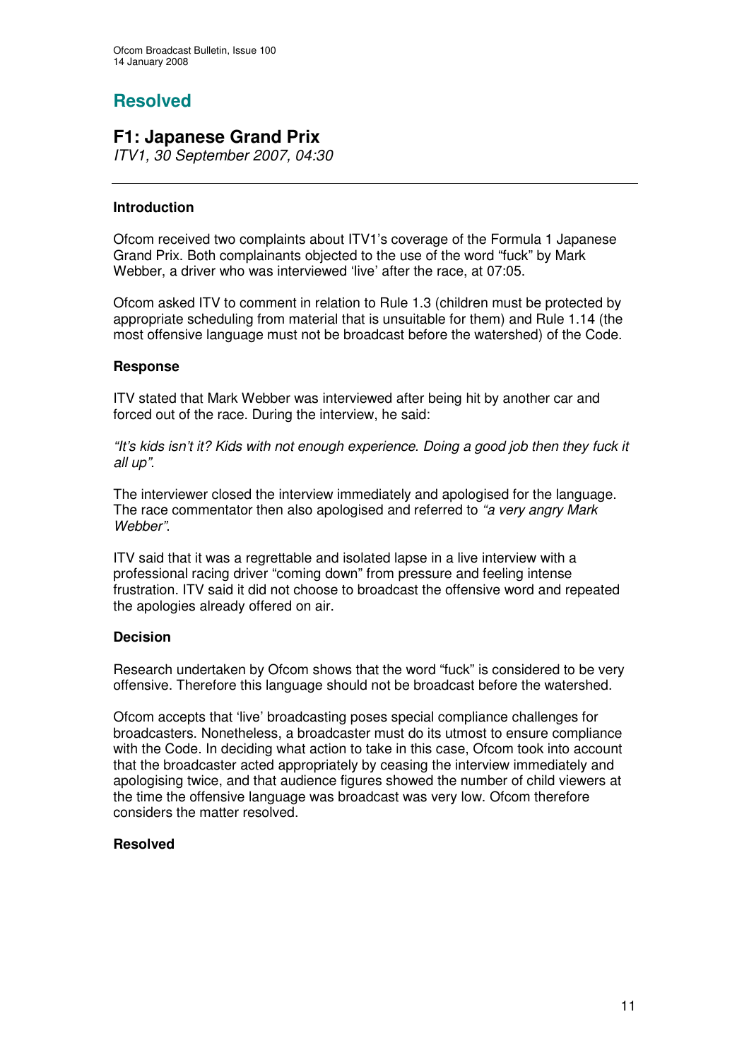# Resolved

## F1: Japanese Grand Prix

*ITV1, 30 September 2007, 04:30*

---

### Introduction

Ofcom received two complaints about ITV1's coverage of the Formula 1 Japanese Grand Prix. Both complainants objected to the use of the word "fuck" by Mark Webber, a driver who was interviewed 'live' after the race, at 07:05.

Ofcom asked ITV to comment in relation to Rule 1.3 (children must be protected by appropriate scheduling from material that is unsuitable for them) and Rule 1.14 (the most offensive language must not be broadcast before the watershed) of the Code.

### Response

ITV stated that Mark Webber was interviewed after being hit by another car and forced out of the race. During the interview, he said:

*"It's kids isn't it? Kids with not enough experience. Doing a good job then they fuck it all up".*

The interviewer closed the interview immediately and apologised for the language. The race commentator then also apologised and referred to *"a very angry Mark Webber".*

ITV said that it was a regrettable and isolated lapse in a live interview with a professional racing driver "coming down" from pressure and feeling intense frustration. ITV said it did not choose to broadcast the offensive word and repeated the apologies already offered on air.

### Decision

Research undertaken by Ofcom shows that the word "fuck" is considered to be very offensive. Therefore this language should not be broadcast before the watershed.

Ofcom accepts that 'live' broadcasting poses special compliance challenges for broadcasters. Nonetheless, a broadcaster must do its utmost to ensure compliance with the Code. In deciding what action to take in this case, Ofcom took into account that the broadcaster acted appropriately by ceasing the interview immediately and apologising twice, and that audience figures showed the number of child viewers at the time the offensive language was broadcast was very low. Ofcom therefore considers the matter resolved.

### Resolved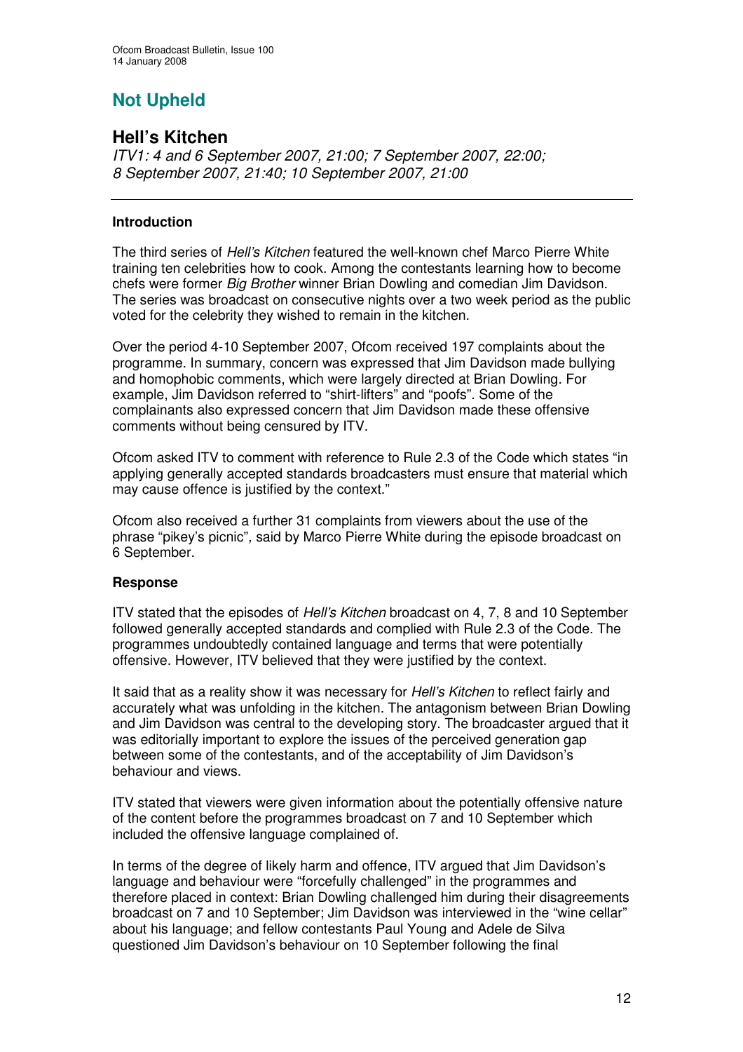## Not Upheld

### Hell's Kitchen

*ITV1: 4 and 6 September 2007, 21:00; 7 September 2007, 22:00; 8 September 2007, 21:40; 10 September 2007, 21:00*

---

**Introduction**

The third series of *Hell's Kitchen* featured the well-known chef Marco Pierre White training ten celebrities how to cook. Among the contestants learning how to become chefs were former *Big Brother* winner Brian Dowling and comedian Jim Davidson. The series was broadcast on consecutive nights over a two week period as the public voted for the celebrity they wished to remain in the kitchen.

Over the period 4-10 September 2007, Ofcom received 197 complaints about the programme. In summary, concern was expressed that Jim Davidson made bullying and homophobic comments, which were largely directed at Brian Dowling. For example, Jim Davidson referred to "shirt-lifters" and "poofs". Some of the complainants also expressed concern that Jim Davidson made these offensive comments without being censured by ITV.

Ofcom asked ITV to comment with reference to Rule 2.3 of the Code which states "in applying generally accepted standards broadcasters must ensure that material which may cause offence is justified by the context."

Ofcom also received a further 31 complaints from viewers about the use of the phrase "pikey's picnic", said by Marco Pierre White during the episode broadcast on 6 September.

**Response**

ITV stated that the episodes of *Hell's Kitchen* broadcast on 4, 7, 8 and 10 September followed generally accepted standards and complied with Rule 2.3 of the Code. The programmes undoubtedly contained language and terms that were potentially offensive. However, ITV believed that they were justified by the context.

It said that as a reality show it was necessary for *Hell's Kitchen* to reflect fairly and accurately what was unfolding in the kitchen. The antagonism between Brian Dowling and Jim Davidson was central to the developing story. The broadcaster argued that it was editorially important to explore the issues of the perceived generation gap between some of the contestants, and of the acceptability of Jim Davidson's behaviour and views.

ITV stated that viewers were given information about the potentially offensive nature of the content before the programmes broadcast on 7 and 10 September which included the offensive language complained of.

In terms of the degree of likely harm and offence, ITV argued that Jim Davidson's language and behaviour were "forcefully challenged" in the programmes and therefore placed in context: Brian Dowling challenged him during their disagreements broadcast on 7 and 10 September; Jim Davidson was interviewed in the "wine cellar" about his language; and fellow contestants Paul Young and Adele de Silva questioned Jim Davidson's behaviour on 10 September following the final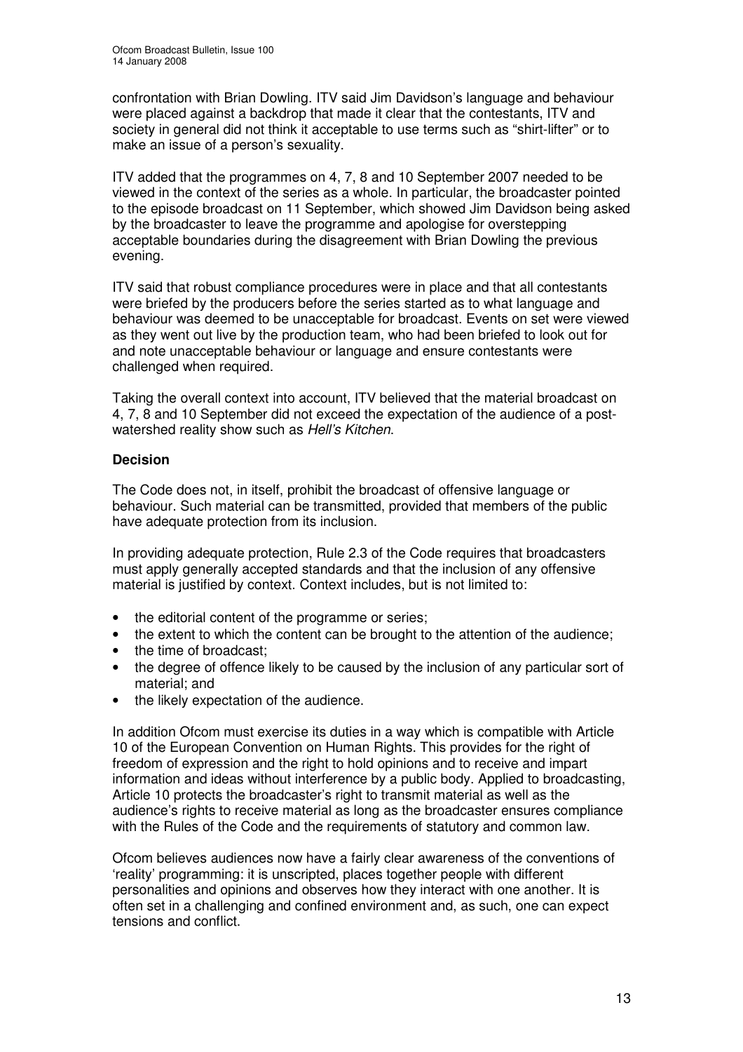confrontation with Brian Dowling. ITV said Jim Davidson's language and behaviour were placed against a backdrop that made it clear that the contestants, ITV and society in general did not think it acceptable to use terms such as "shirt-lifter" or to make an issue of a person's sexuality.

ITV added that the programmes on 4, 7, 8 and 10 September 2007 needed to be viewed in the context of the series as a whole. In particular, the broadcaster pointed to the episode broadcast on 11 September, which showed Jim Davidson being asked by the broadcaster to leave the programme and apologise for overstepping acceptable boundaries during the disagreement with Brian Dowling the previous evening.

ITV said that robust compliance procedures were in place and that all contestants were briefed by the producers before the series started as to what language and behaviour was deemed to be unacceptable for broadcast. Events on set were viewed as they went out live by the production team, who had been briefed to look out for and note unacceptable behaviour or language and ensure contestants were challenged when required.

Taking the overall context into account, ITV believed that the material broadcast on 4, 7, 8 and 10 September did not exceed the expectation of the audience of a post-watershed reality show such as *Hell's Kitchen*.

**Decision**

The Code does not, in itself, prohibit the broadcast of offensive language or behaviour. Such material can be transmitted, provided that members of the public have adequate protection from its inclusion.

In providing adequate protection, Rule 2.3 of the Code requires that broadcasters must apply generally accepted standards and that the inclusion of any offensive material is justified by context. Context includes, but is not limited to:

- the editorial content of the programme or series;
- the extent to which the content can be brought to the attention of the audience;
- the time of broadcast;
- the degree of offence likely to be caused by the inclusion of any particular sort of material; and
- the likely expectation of the audience.

In addition Ofcom must exercise its duties in a way which is compatible with Article 10 of the European Convention on Human Rights. This provides for the right of freedom of expression and the right to hold opinions and to receive and impart information and ideas without interference by a public body. Applied to broadcasting, Article 10 protects the broadcaster's right to transmit material as well as the audience's rights to receive material as long as the broadcaster ensures compliance with the Rules of the Code and the requirements of statutory and common law.

Ofcom believes audiences now have a fairly clear awareness of the conventions of 'reality' programming: it is unscripted, places together people with different personalities and opinions and observes how they interact with one another. It is often set in a challenging and confined environment and, as such, one can expect tensions and conflict.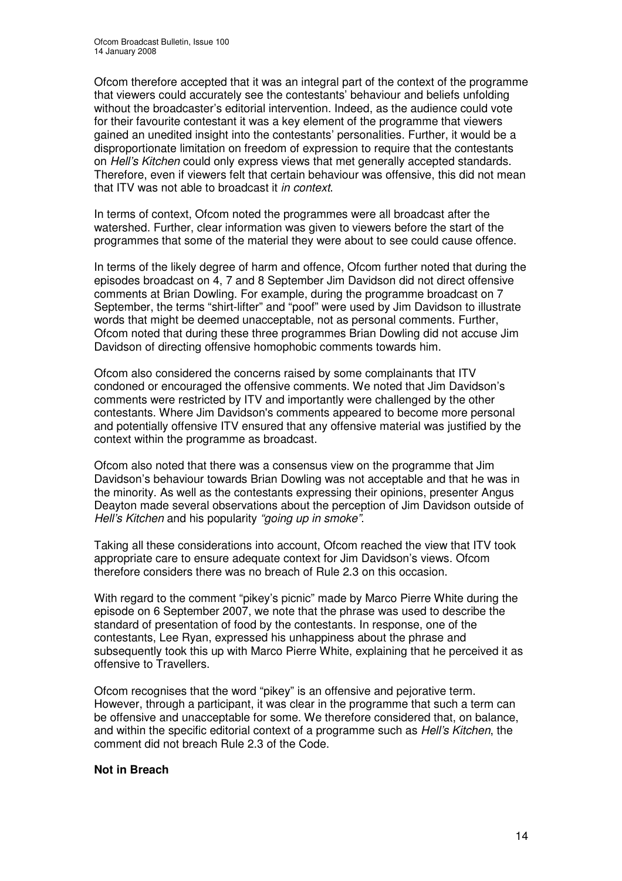Ofcom therefore accepted that it was an integral part of the context of the programme that viewers could accurately see the contestants' behaviour and beliefs unfolding without the broadcaster's editorial intervention. Indeed, as the audience could vote for their favourite contestant it was a key element of the programme that viewers gained an unedited insight into the contestants' personalities. Further, it would be a disproportionate limitation on freedom of expression to require that the contestants on *Hell's Kitchen* could only express views that met generally accepted standards. Therefore, even if viewers felt that certain behaviour was offensive, this did not mean that ITV was not able to broadcast it *in context*.

In terms of context, Ofcom noted the programmes were all broadcast after the watershed. Further, clear information was given to viewers before the start of the programmes that some of the material they were about to see could cause offence.

In terms of the likely degree of harm and offence, Ofcom further noted that during the episodes broadcast on 4, 7 and 8 September Jim Davidson did not direct offensive comments at Brian Dowling. For example, during the programme broadcast on 7 September, the terms "shirt-lifter" and "poof" were used by Jim Davidson to illustrate words that might be deemed unacceptable, not as personal comments. Further, Ofcom noted that during these three programmes Brian Dowling did not accuse Jim Davidson of directing offensive homophobic comments towards him.

Ofcom also considered the concerns raised by some complainants that ITV condoned or encouraged the offensive comments. We noted that Jim Davidson's comments were restricted by ITV and importantly were challenged by the other contestants. Where Jim Davidson's comments appeared to become more personal and potentially offensive ITV ensured that any offensive material was justified by the context within the programme as broadcast.

Ofcom also noted that there was a consensus view on the programme that Jim Davidson's behaviour towards Brian Dowling was not acceptable and that he was in the minority. As well as the contestants expressing their opinions, presenter Angus Deayton made several observations about the perception of Jim Davidson outside of *Hell's Kitchen* and his popularity *"going up in smoke"*.

Taking all these considerations into account, Ofcom reached the view that ITV took appropriate care to ensure adequate context for Jim Davidson's views. Ofcom therefore considers there was no breach of Rule 2.3 on this occasion.

With regard to the comment "pikey's picnic" made by Marco Pierre White during the episode on 6 September 2007, we note that the phrase was used to describe the standard of presentation of food by the contestants. In response, one of the contestants, Lee Ryan, expressed his unhappiness about the phrase and subsequently took this up with Marco Pierre White, explaining that he perceived it as offensive to Travellers.

Ofcom recognises that the word "pikey" is an offensive and pejorative term. However, through a participant, it was clear in the programme that such a term can be offensive and unacceptable for some. We therefore considered that, on balance, and within the specific editorial context of a programme such as *Hell's Kitchen*, the comment did not breach Rule 2.3 of the Code.

**Not in Breach**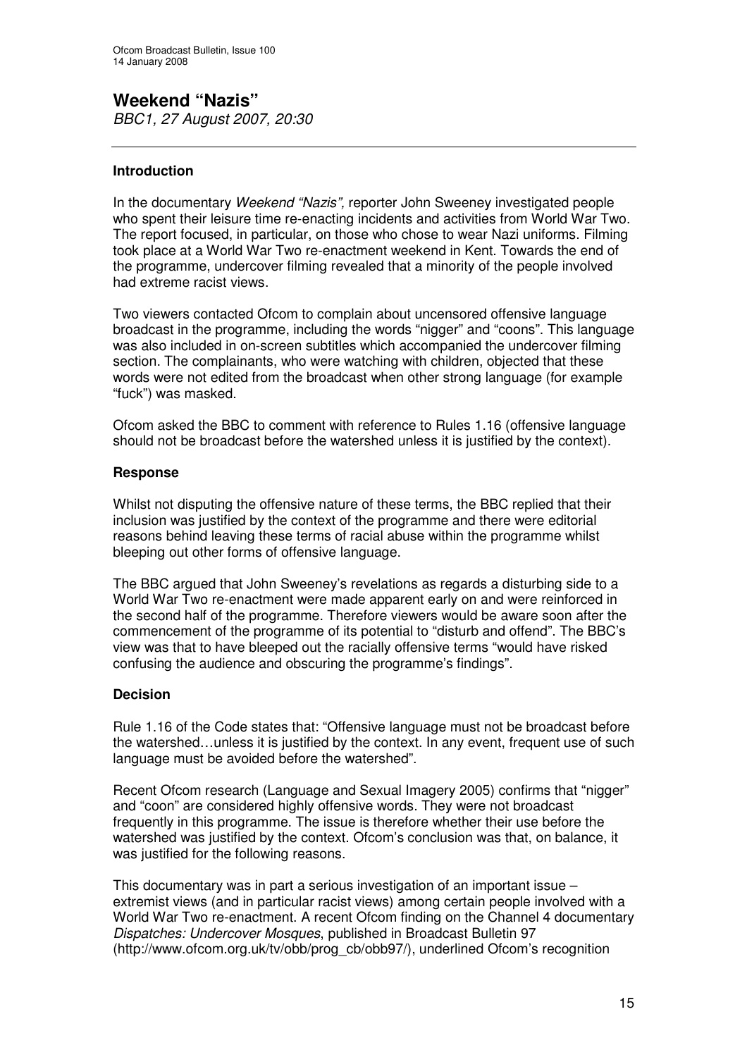# Weekend "Nazis"

*BBC1, 27 August 2007, 20:30*

---

### Introduction

In the documentary *Weekend "Nazis",* reporter John Sweeney investigated people who spent their leisure time re-enacting incidents and activities from World War Two. The report focused, in particular, on those who chose to wear Nazi uniforms. Filming took place at a World War Two re-enactment weekend in Kent. Towards the end of the programme, undercover filming revealed that a minority of the people involved had extreme racist views.

Two viewers contacted Ofcom to complain about uncensored offensive language broadcast in the programme, including the words "nigger" and "coons". This language was also included in on-screen subtitles which accompanied the undercover filming section. The complainants, who were watching with children, objected that these words were not edited from the broadcast when other strong language (for example "fuck") was masked.

Ofcom asked the BBC to comment with reference to Rules 1.16 (offensive language should not be broadcast before the watershed unless it is justified by the context).

### Response

Whilst not disputing the offensive nature of these terms, the BBC replied that their inclusion was justified by the context of the programme and there were editorial reasons behind leaving these terms of racial abuse within the programme whilst bleeping out other forms of offensive language.

The BBC argued that John Sweeney's revelations as regards a disturbing side to a World War Two re-enactment were made apparent early on and were reinforced in the second half of the programme. Therefore viewers would be aware soon after the commencement of the programme of its potential to "disturb and offend". The BBC's view was that to have bleeped out the racially offensive terms "would have risked confusing the audience and obscuring the programme's findings".

### Decision

Rule 1.16 of the Code states that: "Offensive language must not be broadcast before the watershed…unless it is justified by the context. In any event, frequent use of such language must be avoided before the watershed".

Recent Ofcom research (Language and Sexual Imagery 2005) confirms that "nigger" and "coon" are considered highly offensive words. They were not broadcast frequently in this programme. The issue is therefore whether their use before the watershed was justified by the context. Ofcom's conclusion was that, on balance, it was justified for the following reasons.

This documentary was in part a serious investigation of an important issue – extremist views (and in particular racist views) among certain people involved with a World War Two re-enactment. A recent Ofcom finding on the Channel 4 documentary *Dispatches: Undercover Mosques*, published in Broadcast Bulletin 97 (http://www.ofcom.org.uk/tv/obb/prog_cb/obb97/), underlined Ofcom's recognition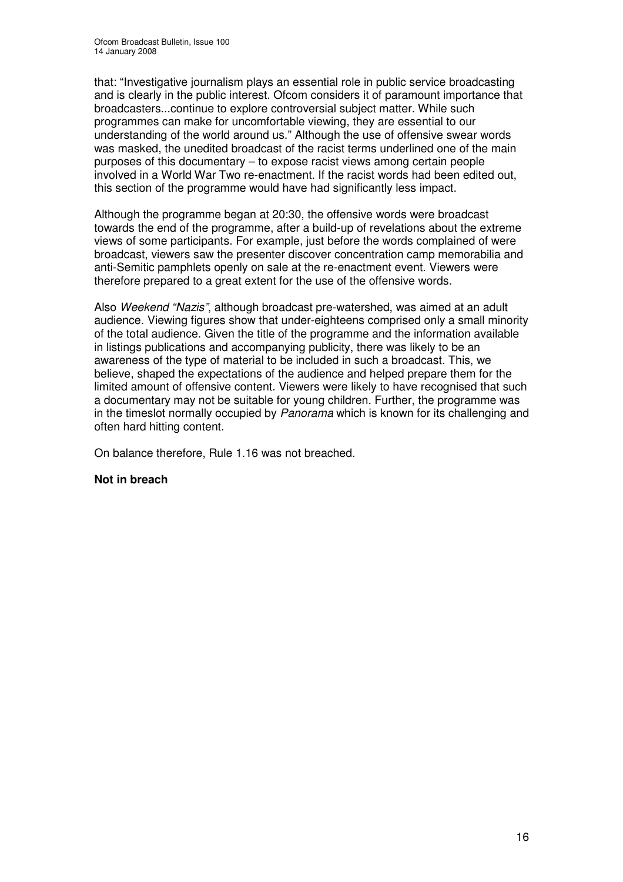that: "Investigative journalism plays an essential role in public service broadcasting and is clearly in the public interest. Ofcom considers it of paramount importance that broadcasters...continue to explore controversial subject matter. While such programmes can make for uncomfortable viewing, they are essential to our understanding of the world around us." Although the use of offensive swear words was masked, the unedited broadcast of the racist terms underlined one of the main purposes of this documentary – to expose racist views among certain people involved in a World War Two re-enactment. If the racist words had been edited out, this section of the programme would have had significantly less impact.

Although the programme began at 20:30, the offensive words were broadcast towards the end of the programme, after a build-up of revelations about the extreme views of some participants. For example, just before the words complained of were broadcast, viewers saw the presenter discover concentration camp memorabilia and anti-Semitic pamphlets openly on sale at the re-enactment event. Viewers were therefore prepared to a great extent for the use of the offensive words.

Also *Weekend "Nazis"*, although broadcast pre-watershed, was aimed at an adult audience. Viewing figures show that under-eighteens comprised only a small minority of the total audience. Given the title of the programme and the information available in listings publications and accompanying publicity, there was likely to be an awareness of the type of material to be included in such a broadcast. This, we believe, shaped the expectations of the audience and helped prepare them for the limited amount of offensive content. Viewers were likely to have recognised that such a documentary may not be suitable for young children. Further, the programme was in the timeslot normally occupied by *Panorama* which is known for its challenging and often hard hitting content.

On balance therefore, Rule 1.16 was not breached.

**Not in breach**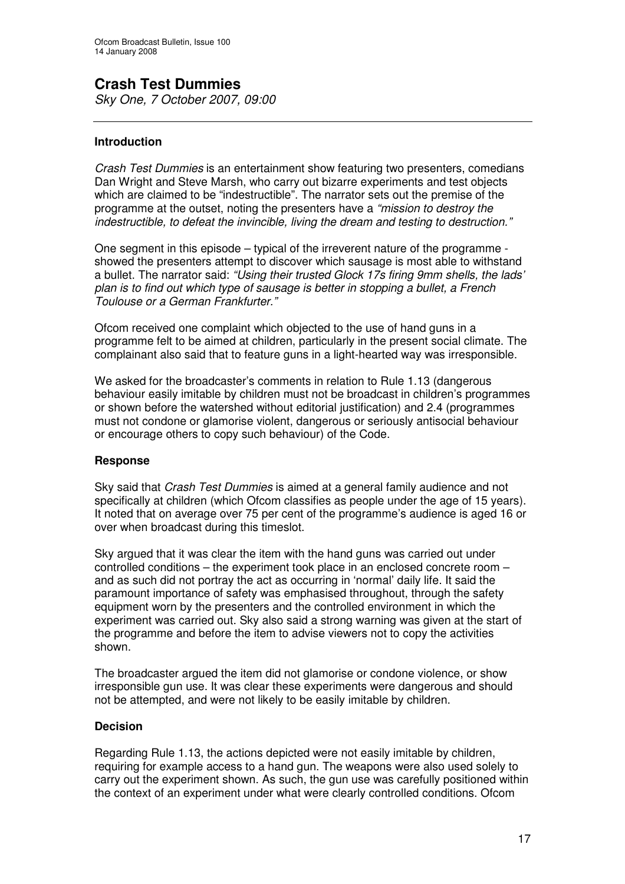## Crash Test Dummies

*Sky One, 7 October 2007, 09:00*

---

### Introduction

*Crash Test Dummies* is an entertainment show featuring two presenters, comedians Dan Wright and Steve Marsh, who carry out bizarre experiments and test objects which are claimed to be "indestructible". The narrator sets out the premise of the programme at the outset, noting the presenters have a *"mission to destroy the indestructible, to defeat the invincible, living the dream and testing to destruction."*

One segment in this episode – typical of the irreverent nature of the programme - showed the presenters attempt to discover which sausage is most able to withstand a bullet. The narrator said: *"Using their trusted Glock 17s firing 9mm shells, the lads' plan is to find out which type of sausage is better in stopping a bullet, a French Toulouse or a German Frankfurter."*

Ofcom received one complaint which objected to the use of hand guns in a programme felt to be aimed at children, particularly in the present social climate. The complainant also said that to feature guns in a light-hearted way was irresponsible.

We asked for the broadcaster's comments in relation to Rule 1.13 (dangerous behaviour easily imitable by children must not be broadcast in children's programmes or shown before the watershed without editorial justification) and 2.4 (programmes must not condone or glamorise violent, dangerous or seriously antisocial behaviour or encourage others to copy such behaviour) of the Code.

### Response

Sky said that *Crash Test Dummies* is aimed at a general family audience and not specifically at children (which Ofcom classifies as people under the age of 15 years). It noted that on average over 75 per cent of the programme's audience is aged 16 or over when broadcast during this timeslot.

Sky argued that it was clear the item with the hand guns was carried out under controlled conditions – the experiment took place in an enclosed concrete room – and as such did not portray the act as occurring in 'normal' daily life. It said the paramount importance of safety was emphasised throughout, through the safety equipment worn by the presenters and the controlled environment in which the experiment was carried out. Sky also said a strong warning was given at the start of the programme and before the item to advise viewers not to copy the activities shown.

The broadcaster argued the item did not glamorise or condone violence, or show irresponsible gun use. It was clear these experiments were dangerous and should not be attempted, and were not likely to be easily imitable by children.

### Decision

Regarding Rule 1.13, the actions depicted were not easily imitable by children, requiring for example access to a hand gun. The weapons were also used solely to carry out the experiment shown. As such, the gun use was carefully positioned within the context of an experiment under what were clearly controlled conditions. Ofcom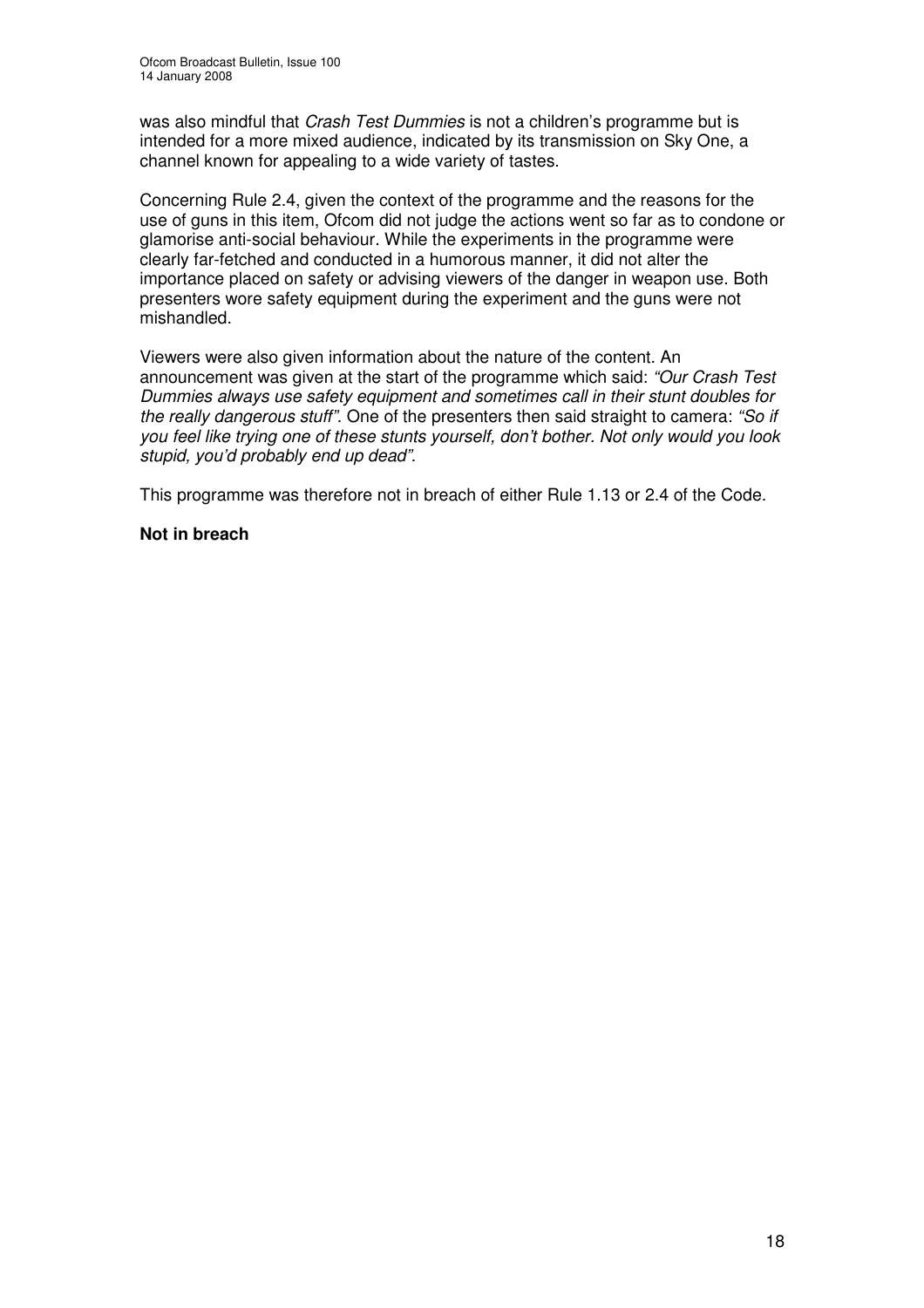was also mindful that *Crash Test Dummies* is not a children's programme but is intended for a more mixed audience, indicated by its transmission on Sky One, a channel known for appealing to a wide variety of tastes.

Concerning Rule 2.4, given the context of the programme and the reasons for the use of guns in this item, Ofcom did not judge the actions went so far as to condone or glamorise anti-social behaviour. While the experiments in the programme were clearly far-fetched and conducted in a humorous manner, it did not alter the importance placed on safety or advising viewers of the danger in weapon use. Both presenters wore safety equipment during the experiment and the guns were not mishandled.

Viewers were also given information about the nature of the content. An announcement was given at the start of the programme which said: *"Our Crash Test Dummies always use safety equipment and sometimes call in their stunt doubles for the really dangerous stuff"*. One of the presenters then said straight to camera: *"So if you feel like trying one of these stunts yourself, don't bother. Not only would you look stupid, you'd probably end up dead"*.

This programme was therefore not in breach of either Rule 1.13 or 2.4 of the Code.

**Not in breach**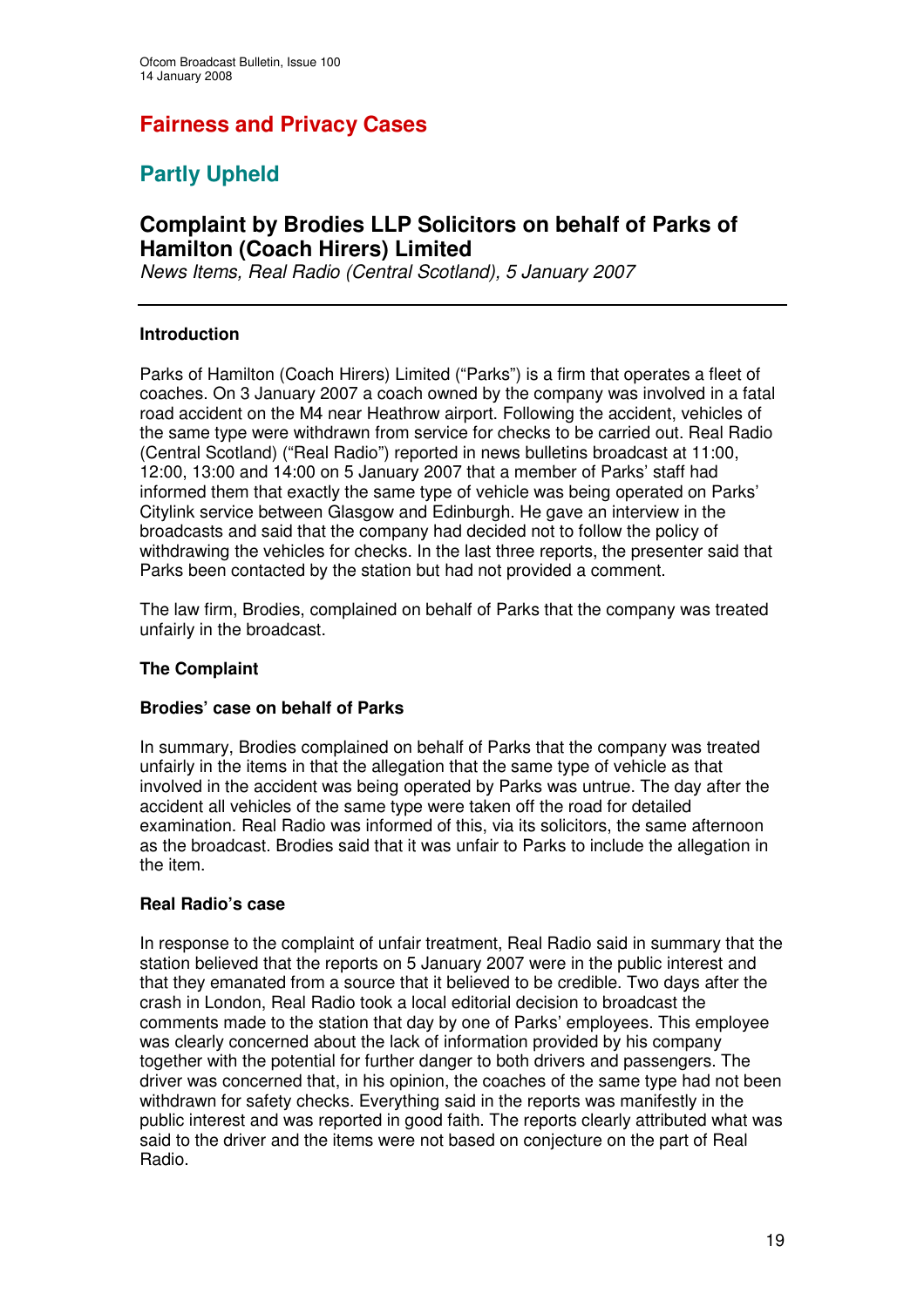# Fairness and Privacy Cases

## Partly Upheld

### Complaint by Brodies LLP Solicitors on behalf of Parks of Hamilton (Coach Hirers) Limited

*News Items, Real Radio (Central Scotland), 5 January 2007*

---

**Introduction**

Parks of Hamilton (Coach Hirers) Limited ("Parks") is a firm that operates a fleet of coaches. On 3 January 2007 a coach owned by the company was involved in a fatal road accident on the M4 near Heathrow airport. Following the accident, vehicles of the same type were withdrawn from service for checks to be carried out. Real Radio (Central Scotland) ("Real Radio") reported in news bulletins broadcast at 11:00, 12:00, 13:00 and 14:00 on 5 January 2007 that a member of Parks' staff had informed them that exactly the same type of vehicle was being operated on Parks' Citylink service between Glasgow and Edinburgh. He gave an interview in the broadcasts and said that the company had decided not to follow the policy of withdrawing the vehicles for checks. In the last three reports, the presenter said that Parks been contacted by the station but had not provided a comment.

The law firm, Brodies, complained on behalf of Parks that the company was treated unfairly in the broadcast.

**The Complaint**

**Brodies' case on behalf of Parks**

In summary, Brodies complained on behalf of Parks that the company was treated unfairly in the items in that the allegation that the same type of vehicle as that involved in the accident was being operated by Parks was untrue. The day after the accident all vehicles of the same type were taken off the road for detailed examination. Real Radio was informed of this, via its solicitors, the same afternoon as the broadcast. Brodies said that it was unfair to Parks to include the allegation in the item.

**Real Radio's case**

In response to the complaint of unfair treatment, Real Radio said in summary that the station believed that the reports on 5 January 2007 were in the public interest and that they emanated from a source that it believed to be credible. Two days after the crash in London, Real Radio took a local editorial decision to broadcast the comments made to the station that day by one of Parks' employees. This employee was clearly concerned about the lack of information provided by his company together with the potential for further danger to both drivers and passengers. The driver was concerned that, in his opinion, the coaches of the same type had not been withdrawn for safety checks. Everything said in the reports was manifestly in the public interest and was reported in good faith. The reports clearly attributed what was said to the driver and the items were not based on conjecture on the part of Real Radio.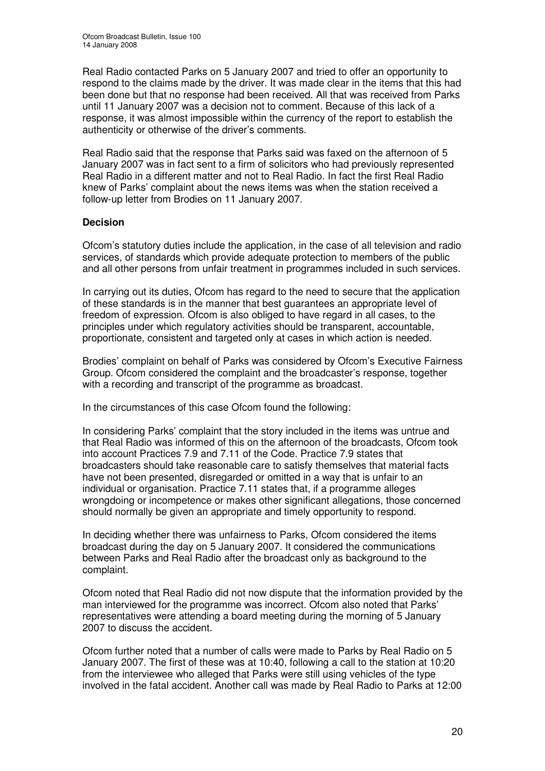Real Radio contacted Parks on 5 January 2007 and tried to offer an opportunity to respond to the claims made by the driver. It was made clear in the items that this had been done but that no response had been received. All that was received from Parks until 11 January 2007 was a decision not to comment. Because of this lack of a response, it was almost impossible within the currency of the report to establish the authenticity or otherwise of the driver's comments.

Real Radio said that the response that Parks said was faxed on the afternoon of 5 January 2007 was in fact sent to a firm of solicitors who had previously represented Real Radio in a different matter and not to Real Radio. In fact the first Real Radio knew of Parks' complaint about the news items was when the station received a follow-up letter from Brodies on 11 January 2007.

### Decision

Ofcom's statutory duties include the application, in the case of all television and radio services, of standards which provide adequate protection to members of the public and all other persons from unfair treatment in programmes included in such services.

In carrying out its duties, Ofcom has regard to the need to secure that the application of these standards is in the manner that best guarantees an appropriate level of freedom of expression. Ofcom is also obliged to have regard in all cases, to the principles under which regulatory activities should be transparent, accountable, proportionate, consistent and targeted only at cases in which action is needed.

Brodies' complaint on behalf of Parks was considered by Ofcom's Executive Fairness Group. Ofcom considered the complaint and the broadcaster's response, together with a recording and transcript of the programme as broadcast.

In the circumstances of this case Ofcom found the following:

In considering Parks' complaint that the story included in the items was untrue and that Real Radio was informed of this on the afternoon of the broadcasts, Ofcom took into account Practices 7.9 and 7.11 of the Code. Practice 7.9 states that broadcasters should take reasonable care to satisfy themselves that material facts have not been presented, disregarded or omitted in a way that is unfair to an individual or organisation. Practice 7.11 states that, if a programme alleges wrongdoing or incompetence or makes other significant allegations, those concerned should normally be given an appropriate and timely opportunity to respond.

In deciding whether there was unfairness to Parks, Ofcom considered the items broadcast during the day on 5 January 2007. It considered the communications between Parks and Real Radio after the broadcast only as background to the complaint.

Ofcom noted that Real Radio did not now dispute that the information provided by the man interviewed for the programme was incorrect. Ofcom also noted that Parks' representatives were attending a board meeting during the morning of 5 January 2007 to discuss the accident.

Ofcom further noted that a number of calls were made to Parks by Real Radio on 5 January 2007. The first of these was at 10:40, following a call to the station at 10:20 from the interviewee who alleged that Parks were still using vehicles of the type involved in the fatal accident. Another call was made by Real Radio to Parks at 12:00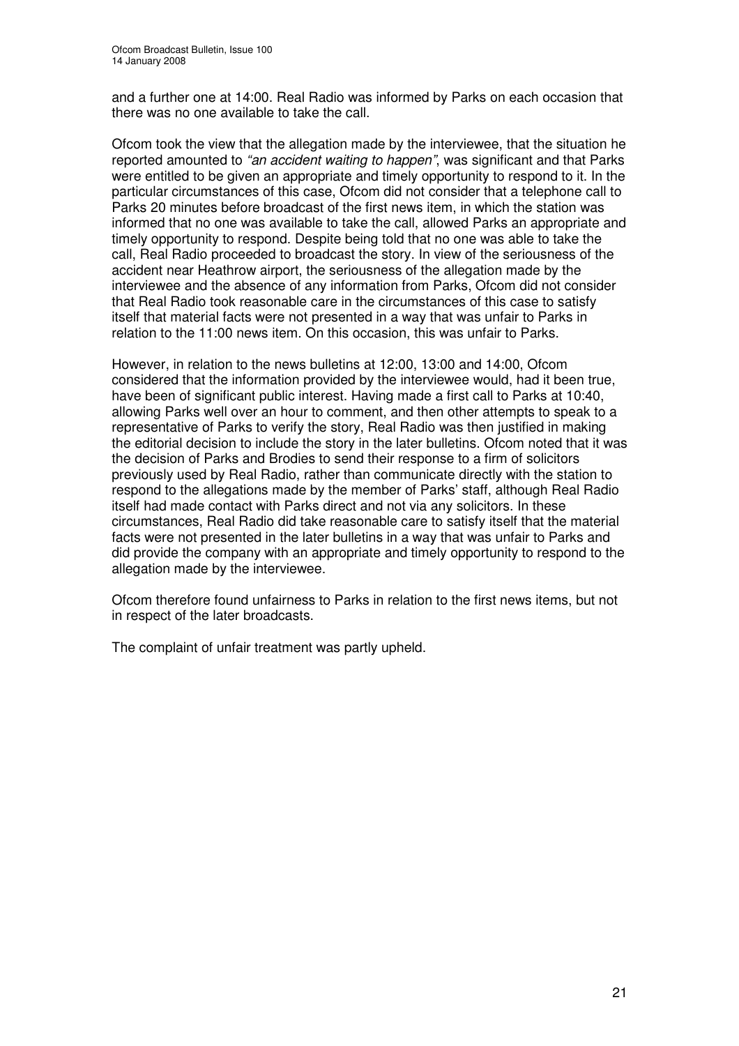and a further one at 14:00. Real Radio was informed by Parks on each occasion that there was no one available to take the call.

Ofcom took the view that the allegation made by the interviewee, that the situation he reported amounted to *"an accident waiting to happen"*, was significant and that Parks were entitled to be given an appropriate and timely opportunity to respond to it. In the particular circumstances of this case, Ofcom did not consider that a telephone call to Parks 20 minutes before broadcast of the first news item, in which the station was informed that no one was available to take the call, allowed Parks an appropriate and timely opportunity to respond. Despite being told that no one was able to take the call, Real Radio proceeded to broadcast the story. In view of the seriousness of the accident near Heathrow airport, the seriousness of the allegation made by the interviewee and the absence of any information from Parks, Ofcom did not consider that Real Radio took reasonable care in the circumstances of this case to satisfy itself that material facts were not presented in a way that was unfair to Parks in relation to the 11:00 news item. On this occasion, this was unfair to Parks.

However, in relation to the news bulletins at 12:00, 13:00 and 14:00, Ofcom considered that the information provided by the interviewee would, had it been true, have been of significant public interest. Having made a first call to Parks at 10:40, allowing Parks well over an hour to comment, and then other attempts to speak to a representative of Parks to verify the story, Real Radio was then justified in making the editorial decision to include the story in the later bulletins. Ofcom noted that it was the decision of Parks and Brodies to send their response to a firm of solicitors previously used by Real Radio, rather than communicate directly with the station to respond to the allegations made by the member of Parks' staff, although Real Radio itself had made contact with Parks direct and not via any solicitors. In these circumstances, Real Radio did take reasonable care to satisfy itself that the material facts were not presented in the later bulletins in a way that was unfair to Parks and did provide the company with an appropriate and timely opportunity to respond to the allegation made by the interviewee.

Ofcom therefore found unfairness to Parks in relation to the first news items, but not in respect of the later broadcasts.

The complaint of unfair treatment was partly upheld.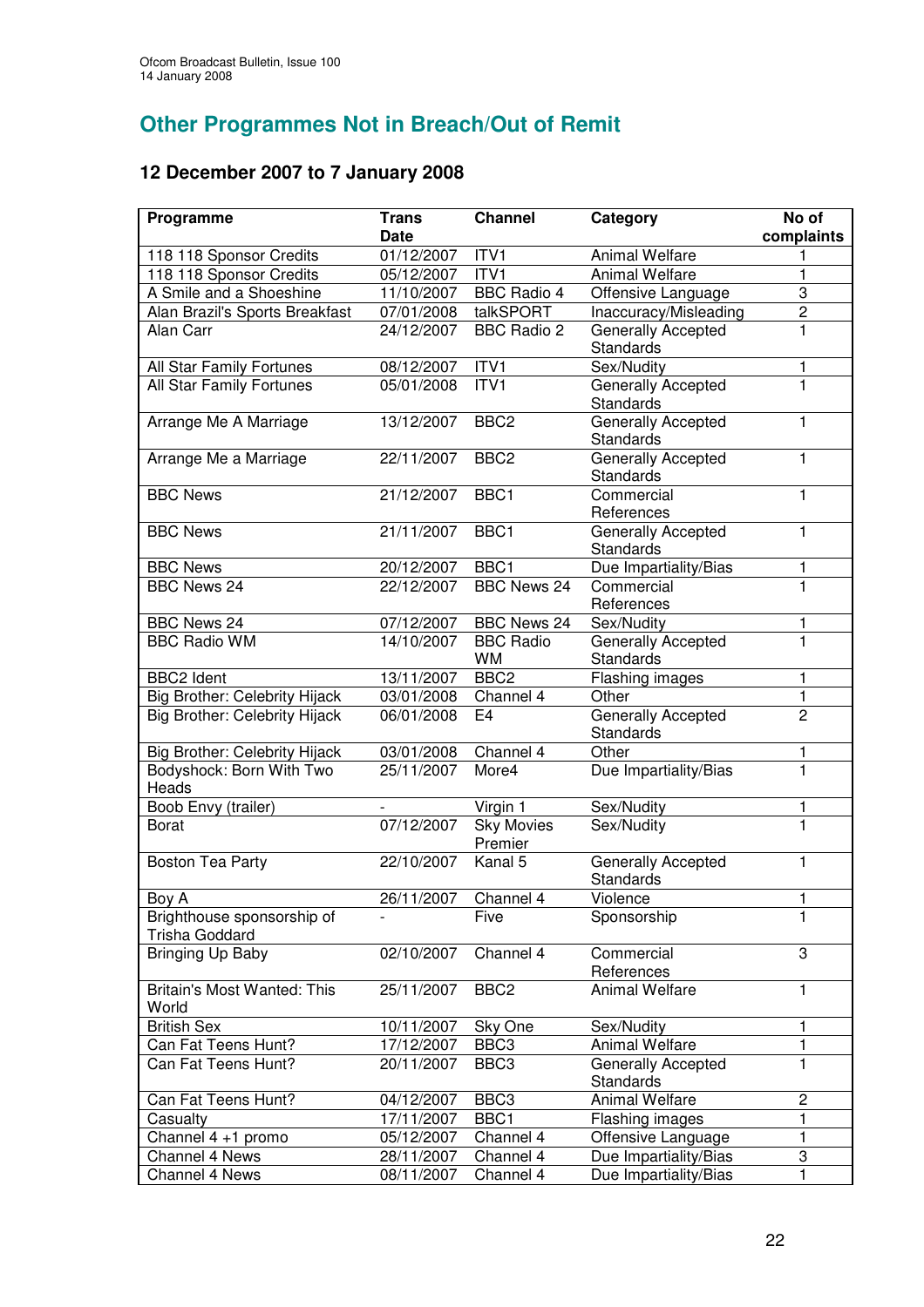## Other Programmes Not in Breach/Out of Remit

### 12 December 2007 to 7 January 2008

| Programme | Trans Date | Channel | Category | No of complaints |
|---|---|---|---|---|
| 118 118 Sponsor Credits | 01/12/2007 | ITV1 | Animal Welfare | 1 |
| 118 118 Sponsor Credits | 05/12/2007 | ITV1 | Animal Welfare | 1 |
| A Smile and a Shoeshine | 11/10/2007 | BBC Radio 4 | Offensive Language | 3 |
| Alan Brazil's Sports Breakfast | 07/01/2008 | talkSPORT | Inaccuracy/Misleading | 2 |
| Alan Carr | 24/12/2007 | BBC Radio 2 | Generally Accepted Standards | 1 |
| All Star Family Fortunes | 08/12/2007 | ITV1 | Sex/Nudity | 1 |
| All Star Family Fortunes | 05/01/2008 | ITV1 | Generally Accepted Standards | 1 |
| Arrange Me A Marriage | 13/12/2007 | BBC2 | Generally Accepted Standards | 1 |
| Arrange Me a Marriage | 22/11/2007 | BBC2 | Generally Accepted Standards | 1 |
| BBC News | 21/12/2007 | BBC1 | Commercial References | 1 |
| BBC News | 21/11/2007 | BBC1 | Generally Accepted Standards | 1 |
| BBC News | 20/12/2007 | BBC1 | Due Impartiality/Bias | 1 |
| BBC News 24 | 22/12/2007 | BBC News 24 | Commercial References | 1 |
| BBC News 24 | 07/12/2007 | BBC News 24 | Sex/Nudity | 1 |
| BBC Radio WM | 14/10/2007 | BBC Radio WM | Generally Accepted Standards | 1 |
| BBC2 Ident | 13/11/2007 | BBC2 | Flashing images | 1 |
| Big Brother: Celebrity Hijack | 03/01/2008 | Channel 4 | Other | 1 |
| Big Brother: Celebrity Hijack | 06/01/2008 | E4 | Generally Accepted Standards | 2 |
| Big Brother: Celebrity Hijack | 03/01/2008 | Channel 4 | Other | 1 |
| Bodyshock: Born With Two Heads | 25/11/2007 | More4 | Due Impartiality/Bias | 1 |
| Boob Envy (trailer) | - | Virgin 1 | Sex/Nudity | 1 |
| Borat | 07/12/2007 | Sky Movies Premier | Sex/Nudity | 1 |
| Boston Tea Party | 22/10/2007 | Kanal 5 | Generally Accepted Standards | 1 |
| Boy A | 26/11/2007 | Channel 4 | Violence | 1 |
| Brighthouse sponsorship of Trisha Goddard | - | Five | Sponsorship | 1 |
| Bringing Up Baby | 02/10/2007 | Channel 4 | Commercial References | 3 |
| Britain's Most Wanted: This World | 25/11/2007 | BBC2 | Animal Welfare | 1 |
| British Sex | 10/11/2007 | Sky One | Sex/Nudity | 1 |
| Can Fat Teens Hunt? | 17/12/2007 | BBC3 | Animal Welfare | 1 |
| Can Fat Teens Hunt? | 20/11/2007 | BBC3 | Generally Accepted Standards | 1 |
| Can Fat Teens Hunt? | 04/12/2007 | BBC3 | Animal Welfare | 2 |
| Casualty | 17/11/2007 | BBC1 | Flashing images | 1 |
| Channel 4 +1 promo | 05/12/2007 | Channel 4 | Offensive Language | 1 |
| Channel 4 News | 28/11/2007 | Channel 4 | Due Impartiality/Bias | 3 |
| Channel 4 News | 08/11/2007 | Channel 4 | Due Impartiality/Bias | 1 |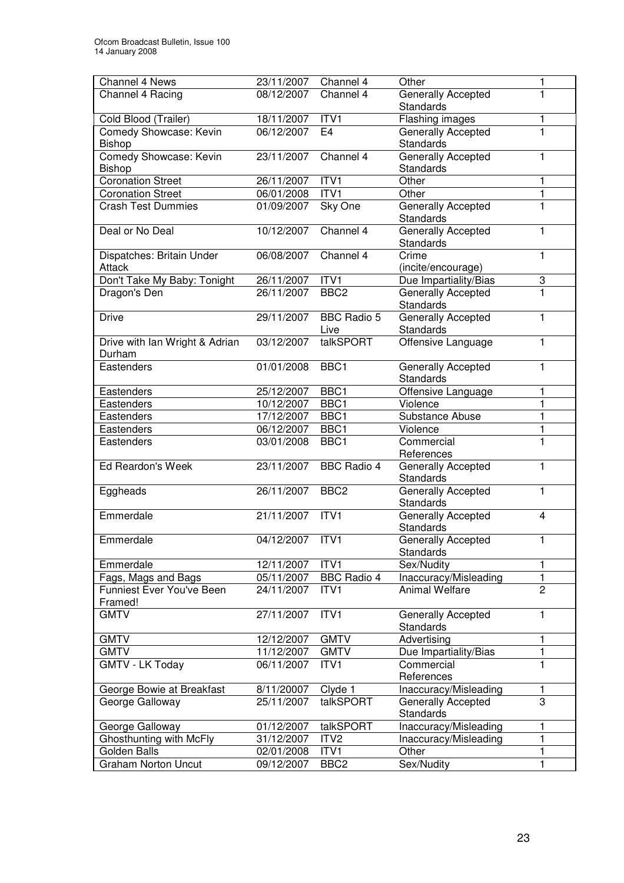| Channel 4 News | 23/11/2007 | Channel 4 | Other | 1 |
|---|---|---|---|---|
| Channel 4 Racing | 08/12/2007 | Channel 4 | Generally Accepted Standards | 1 |
| Cold Blood (Trailer) | 18/11/2007 | ITV1 | Flashing images | 1 |
| Comedy Showcase: Kevin Bishop | 06/12/2007 | E4 | Generally Accepted Standards | 1 |
| Comedy Showcase: Kevin Bishop | 23/11/2007 | Channel 4 | Generally Accepted Standards | 1 |
| Coronation Street | 26/11/2007 | ITV1 | Other | 1 |
| Coronation Street | 06/01/2008 | ITV1 | Other | 1 |
| Crash Test Dummies | 01/09/2007 | Sky One | Generally Accepted Standards | 1 |
| Deal or No Deal | 10/12/2007 | Channel 4 | Generally Accepted Standards | 1 |
| Dispatches: Britain Under Attack | 06/08/2007 | Channel 4 | Crime (incite/encourage) | 1 |
| Don't Take My Baby: Tonight | 26/11/2007 | ITV1 | Due Impartiality/Bias | 3 |
| Dragon's Den | 26/11/2007 | BBC2 | Generally Accepted Standards | 1 |
| Drive | 29/11/2007 | BBC Radio 5 Live | Generally Accepted Standards | 1 |
| Drive with Ian Wright & Adrian Durham | 03/12/2007 | talkSPORT | Offensive Language | 1 |
| Eastenders | 01/01/2008 | BBC1 | Generally Accepted Standards | 1 |
| Eastenders | 25/12/2007 | BBC1 | Offensive Language | 1 |
| Eastenders | 10/12/2007 | BBC1 | Violence | 1 |
| Eastenders | 17/12/2007 | BBC1 | Substance Abuse | 1 |
| Eastenders | 06/12/2007 | BBC1 | Violence | 1 |
| Eastenders | 03/01/2008 | BBC1 | Commercial References | 1 |
| Ed Reardon's Week | 23/11/2007 | BBC Radio 4 | Generally Accepted Standards | 1 |
| Eggheads | 26/11/2007 | BBC2 | Generally Accepted Standards | 1 |
| Emmerdale | 21/11/2007 | ITV1 | Generally Accepted Standards | 4 |
| Emmerdale | 04/12/2007 | ITV1 | Generally Accepted Standards | 1 |
| Emmerdale | 12/11/2007 | ITV1 | Sex/Nudity | 1 |
| Fags, Mags and Bags | 05/11/2007 | BBC Radio 4 | Inaccuracy/Misleading | 1 |
| Funniest Ever You've Been Framed! | 24/11/2007 | ITV1 | Animal Welfare | 2 |
| GMTV | 27/11/2007 | ITV1 | Generally Accepted Standards | 1 |
| GMTV | 12/12/2007 | GMTV | Advertising | 1 |
| GMTV | 11/12/2007 | GMTV | Due Impartiality/Bias | 1 |
| GMTV - LK Today | 06/11/2007 | ITV1 | Commercial References | 1 |
| George Bowie at Breakfast | 8/11/20007 | Clyde 1 | Inaccuracy/Misleading | 1 |
| George Galloway | 25/11/2007 | talkSPORT | Generally Accepted Standards | 3 |
| George Galloway | 01/12/2007 | talkSPORT | Inaccuracy/Misleading | 1 |
| Ghosthunting with McFly | 31/12/2007 | ITV2 | Inaccuracy/Misleading | 1 |
| Golden Balls | 02/01/2008 | ITV1 | Other | 1 |
| Graham Norton Uncut | 09/12/2007 | BBC2 | Sex/Nudity | 1 |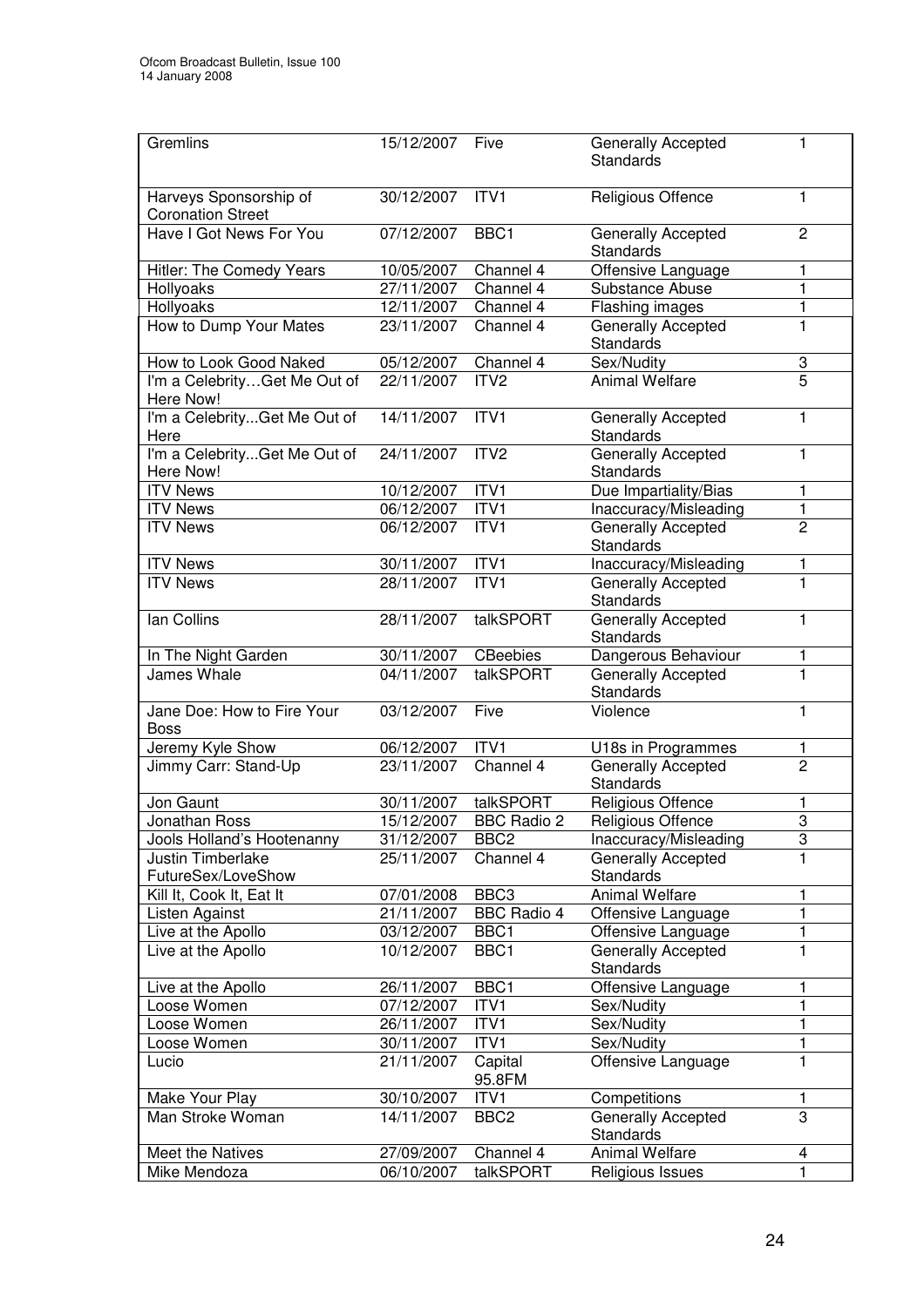| Gremlins | 15/12/2007 | Five | Generally Accepted Standards | 1 |
|---|---|---|---|---|
| Harveys Sponsorship of Coronation Street | 30/12/2007 | ITV1 | Religious Offence | 1 |
| Have I Got News For You | 07/12/2007 | BBC1 | Generally Accepted Standards | 2 |
| Hitler: The Comedy Years | 10/05/2007 | Channel 4 | Offensive Language | 1 |
| Hollyoaks | 27/11/2007 | Channel 4 | Substance Abuse | 1 |
| Hollyoaks | 12/11/2007 | Channel 4 | Flashing images | 1 |
| How to Dump Your Mates | 23/11/2007 | Channel 4 | Generally Accepted Standards | 1 |
| How to Look Good Naked | 05/12/2007 | Channel 4 | Sex/Nudity | 3 |
| I'm a Celebrity…Get Me Out of Here Now! | 22/11/2007 | ITV2 | Animal Welfare | 5 |
| I'm a Celebrity...Get Me Out of Here | 14/11/2007 | ITV1 | Generally Accepted Standards | 1 |
| I'm a Celebrity...Get Me Out of Here Now! | 24/11/2007 | ITV2 | Generally Accepted Standards | 1 |
| ITV News | 10/12/2007 | ITV1 | Due Impartiality/Bias | 1 |
| ITV News | 06/12/2007 | ITV1 | Inaccuracy/Misleading | 1 |
| ITV News | 06/12/2007 | ITV1 | Generally Accepted Standards | 2 |
| ITV News | 30/11/2007 | ITV1 | Inaccuracy/Misleading | 1 |
| ITV News | 28/11/2007 | ITV1 | Generally Accepted Standards | 1 |
| Ian Collins | 28/11/2007 | talkSPORT | Generally Accepted Standards | 1 |
| In The Night Garden | 30/11/2007 | CBeebies | Dangerous Behaviour | 1 |
| James Whale | 04/11/2007 | talkSPORT | Generally Accepted Standards | 1 |
| Jane Doe: How to Fire Your Boss | 03/12/2007 | Five | Violence | 1 |
| Jeremy Kyle Show | 06/12/2007 | ITV1 | U18s in Programmes | 1 |
| Jimmy Carr: Stand-Up | 23/11/2007 | Channel 4 | Generally Accepted Standards | 2 |
| Jon Gaunt | 30/11/2007 | talkSPORT | Religious Offence | 1 |
| Jonathan Ross | 15/12/2007 | BBC Radio 2 | Religious Offence | 3 |
| Jools Holland's Hootenanny | 31/12/2007 | BBC2 | Inaccuracy/Misleading | 3 |
| Justin Timberlake FutureSex/LoveShow | 25/11/2007 | Channel 4 | Generally Accepted Standards | 1 |
| Kill It, Cook It, Eat It | 07/01/2008 | BBC3 | Animal Welfare | 1 |
| Listen Against | 21/11/2007 | BBC Radio 4 | Offensive Language | 1 |
| Live at the Apollo | 03/12/2007 | BBC1 | Offensive Language | 1 |
| Live at the Apollo | 10/12/2007 | BBC1 | Generally Accepted Standards | 1 |
| Live at the Apollo | 26/11/2007 | BBC1 | Offensive Language | 1 |
| Loose Women | 07/12/2007 | ITV1 | Sex/Nudity | 1 |
| Loose Women | 26/11/2007 | ITV1 | Sex/Nudity | 1 |
| Loose Women | 30/11/2007 | ITV1 | Sex/Nudity | 1 |
| Lucio | 21/11/2007 | Capital 95.8FM | Offensive Language | 1 |
| Make Your Play | 30/10/2007 | ITV1 | Competitions | 1 |
| Man Stroke Woman | 14/11/2007 | BBC2 | Generally Accepted Standards | 3 |
| Meet the Natives | 27/09/2007 | Channel 4 | Animal Welfare | 4 |
| Mike Mendoza | 06/10/2007 | talkSPORT | Religious Issues | 1 |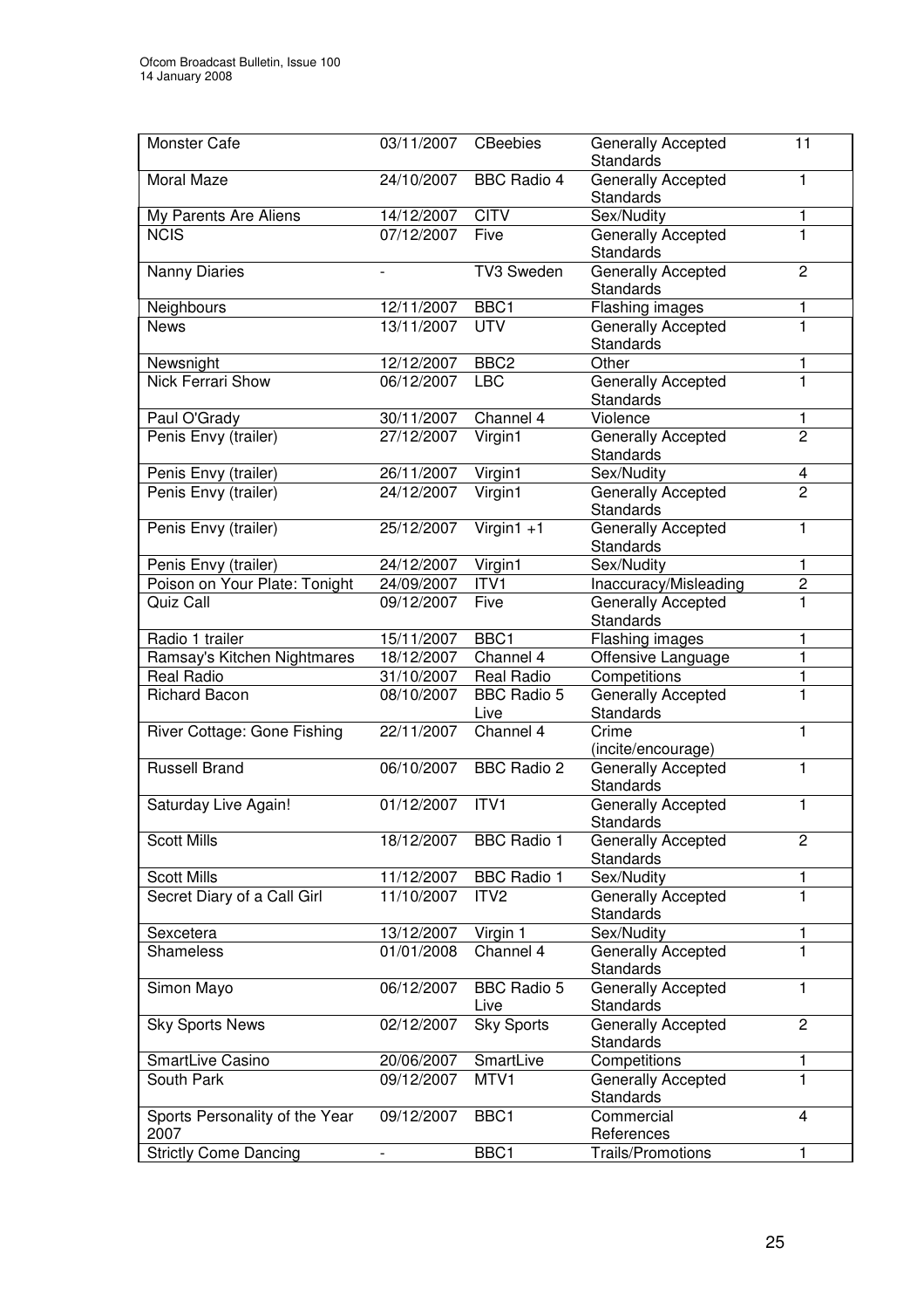| Monster Cafe | 03/11/2007 | CBeebies | Generally Accepted Standards | 11 |
|---|---|---|---|---|
| Moral Maze | 24/10/2007 | BBC Radio 4 | Generally Accepted Standards | 1 |
| My Parents Are Aliens | 14/12/2007 | CITV | Sex/Nudity | 1 |
| NCIS | 07/12/2007 | Five | Generally Accepted Standards | 1 |
| Nanny Diaries | - | TV3 Sweden | Generally Accepted Standards | 2 |
| Neighbours | 12/11/2007 | BBC1 | Flashing images | 1 |
| News | 13/11/2007 | UTV | Generally Accepted Standards | 1 |
| Newsnight | 12/12/2007 | BBC2 | Other | 1 |
| Nick Ferrari Show | 06/12/2007 | LBC | Generally Accepted Standards | 1 |
| Paul O'Grady | 30/11/2007 | Channel 4 | Violence | 1 |
| Penis Envy (trailer) | 27/12/2007 | Virgin1 | Generally Accepted Standards | 2 |
| Penis Envy (trailer) | 26/11/2007 | Virgin1 | Sex/Nudity | 4 |
| Penis Envy (trailer) | 24/12/2007 | Virgin1 | Generally Accepted Standards | 2 |
| Penis Envy (trailer) | 25/12/2007 | Virgin1 +1 | Generally Accepted Standards | 1 |
| Penis Envy (trailer) | 24/12/2007 | Virgin1 | Sex/Nudity | 1 |
| Poison on Your Plate: Tonight | 24/09/2007 | ITV1 | Inaccuracy/Misleading | 2 |
| Quiz Call | 09/12/2007 | Five | Generally Accepted Standards | 1 |
| Radio 1 trailer | 15/11/2007 | BBC1 | Flashing images | 1 |
| Ramsay's Kitchen Nightmares | 18/12/2007 | Channel 4 | Offensive Language | 1 |
| Real Radio | 31/10/2007 | Real Radio | Competitions | 1 |
| Richard Bacon | 08/10/2007 | BBC Radio 5 Live | Generally Accepted Standards | 1 |
| River Cottage: Gone Fishing | 22/11/2007 | Channel 4 | Crime (incite/encourage) | 1 |
| Russell Brand | 06/10/2007 | BBC Radio 2 | Generally Accepted Standards | 1 |
| Saturday Live Again! | 01/12/2007 | ITV1 | Generally Accepted Standards | 1 |
| Scott Mills | 18/12/2007 | BBC Radio 1 | Generally Accepted Standards | 2 |
| Scott Mills | 11/12/2007 | BBC Radio 1 | Sex/Nudity | 1 |
| Secret Diary of a Call Girl | 11/10/2007 | ITV2 | Generally Accepted Standards | 1 |
| Sexcetera | 13/12/2007 | Virgin 1 | Sex/Nudity | 1 |
| Shameless | 01/01/2008 | Channel 4 | Generally Accepted Standards | 1 |
| Simon Mayo | 06/12/2007 | BBC Radio 5 Live | Generally Accepted Standards | 1 |
| Sky Sports News | 02/12/2007 | Sky Sports | Generally Accepted Standards | 2 |
| SmartLive Casino | 20/06/2007 | SmartLive | Competitions | 1 |
| South Park | 09/12/2007 | MTV1 | Generally Accepted Standards | 1 |
| Sports Personality of the Year 2007 | 09/12/2007 | BBC1 | Commercial References | 4 |
| Strictly Come Dancing | - | BBC1 | Trails/Promotions | 1 |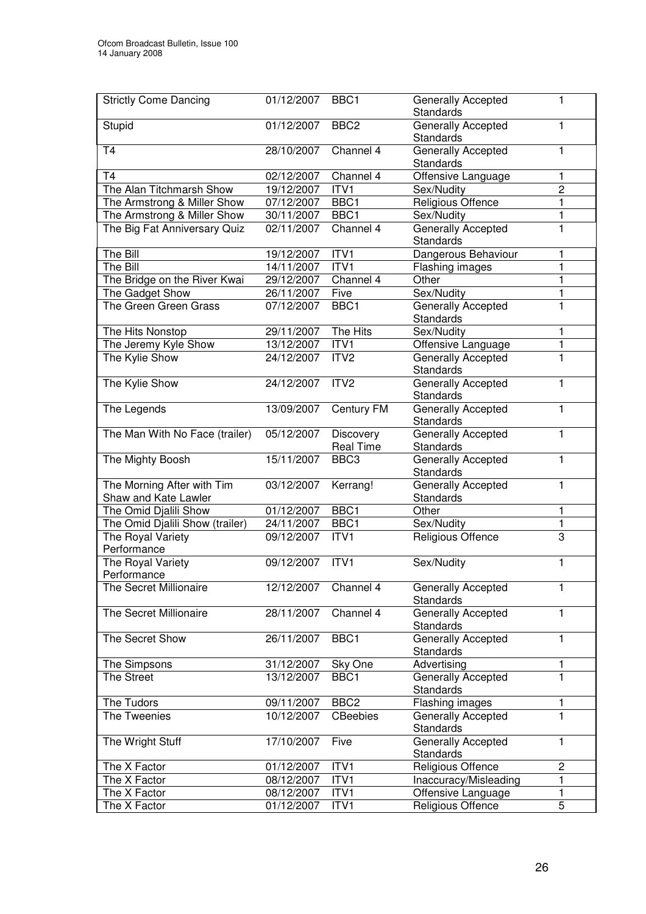| Strictly Come Dancing | 01/12/2007 | BBC1 | Generally Accepted Standards | 1 |
|---|---|---|---|---|
| Stupid | 01/12/2007 | BBC2 | Generally Accepted Standards | 1 |
| T4 | 28/10/2007 | Channel 4 | Generally Accepted Standards | 1 |
| T4 | 02/12/2007 | Channel 4 | Offensive Language | 1 |
| The Alan Titchmarsh Show | 19/12/2007 | ITV1 | Sex/Nudity | 2 |
| The Armstrong & Miller Show | 07/12/2007 | BBC1 | Religious Offence | 1 |
| The Armstrong & Miller Show | 30/11/2007 | BBC1 | Sex/Nudity | 1 |
| The Big Fat Anniversary Quiz | 02/11/2007 | Channel 4 | Generally Accepted Standards | 1 |
| The Bill | 19/12/2007 | ITV1 | Dangerous Behaviour | 1 |
| The Bill | 14/11/2007 | ITV1 | Flashing images | 1 |
| The Bridge on the River Kwai | 29/12/2007 | Channel 4 | Other | 1 |
| The Gadget Show | 26/11/2007 | Five | Sex/Nudity | 1 |
| The Green Green Grass | 07/12/2007 | BBC1 | Generally Accepted Standards | 1 |
| The Hits Nonstop | 29/11/2007 | The Hits | Sex/Nudity | 1 |
| The Jeremy Kyle Show | 13/12/2007 | ITV1 | Offensive Language | 1 |
| The Kylie Show | 24/12/2007 | ITV2 | Generally Accepted Standards | 1 |
| The Kylie Show | 24/12/2007 | ITV2 | Generally Accepted Standards | 1 |
| The Legends | 13/09/2007 | Century FM | Generally Accepted Standards | 1 |
| The Man With No Face (trailer) | 05/12/2007 | Discovery Real Time | Generally Accepted Standards | 1 |
| The Mighty Boosh | 15/11/2007 | BBC3 | Generally Accepted Standards | 1 |
| The Morning After with Tim Shaw and Kate Lawler | 03/12/2007 | Kerrang! | Generally Accepted Standards | 1 |
| The Omid Djalili Show | 01/12/2007 | BBC1 | Other | 1 |
| The Omid Djalili Show (trailer) | 24/11/2007 | BBC1 | Sex/Nudity | 1 |
| The Royal Variety Performance | 09/12/2007 | ITV1 | Religious Offence | 3 |
| The Royal Variety Performance | 09/12/2007 | ITV1 | Sex/Nudity | 1 |
| The Secret Millionaire | 12/12/2007 | Channel 4 | Generally Accepted Standards | 1 |
| The Secret Millionaire | 28/11/2007 | Channel 4 | Generally Accepted Standards | 1 |
| The Secret Show | 26/11/2007 | BBC1 | Generally Accepted Standards | 1 |
| The Simpsons | 31/12/2007 | Sky One | Advertising | 1 |
| The Street | 13/12/2007 | BBC1 | Generally Accepted Standards | 1 |
| The Tudors | 09/11/2007 | BBC2 | Flashing images | 1 |
| The Tweenies | 10/12/2007 | CBeebies | Generally Accepted Standards | 1 |
| The Wright Stuff | 17/10/2007 | Five | Generally Accepted Standards | 1 |
| The X Factor | 01/12/2007 | ITV1 | Religious Offence | 2 |
| The X Factor | 08/12/2007 | ITV1 | Inaccuracy/Misleading | 1 |
| The X Factor | 08/12/2007 | ITV1 | Offensive Language | 1 |
| The X Factor | 01/12/2007 | ITV1 | Religious Offence | 5 |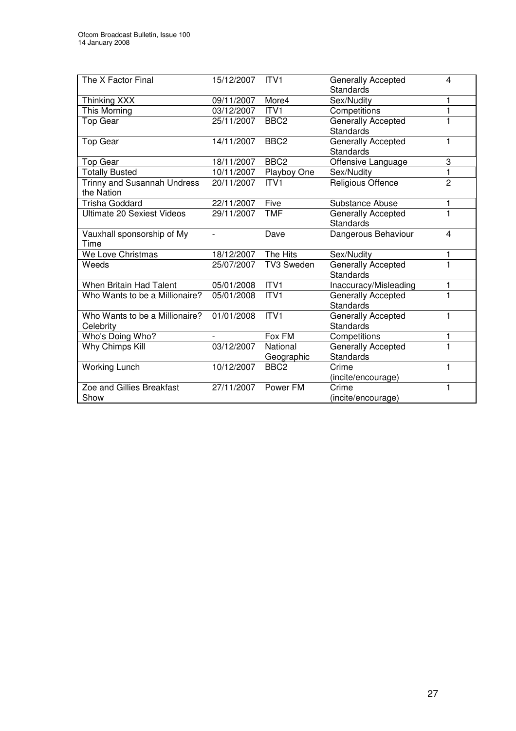| | | | | |
|---|---|---|---|---|
| The X Factor Final | 15/12/2007 | ITV1 | Generally Accepted Standards | 4 |
| Thinking XXX | 09/11/2007 | More4 | Sex/Nudity | 1 |
| This Morning | 03/12/2007 | ITV1 | Competitions | 1 |
| Top Gear | 25/11/2007 | BBC2 | Generally Accepted Standards | 1 |
| Top Gear | 14/11/2007 | BBC2 | Generally Accepted Standards | 1 |
| Top Gear | 18/11/2007 | BBC2 | Offensive Language | 3 |
| Totally Busted | 10/11/2007 | Playboy One | Sex/Nudity | 1 |
| Trinny and Susannah Undress the Nation | 20/11/2007 | ITV1 | Religious Offence | 2 |
| Trisha Goddard | 22/11/2007 | Five | Substance Abuse | 1 |
| Ultimate 20 Sexiest Videos | 29/11/2007 | TMF | Generally Accepted Standards | 1 |
| Vauxhall sponsorship of My Time | - | Dave | Dangerous Behaviour | 4 |
| We Love Christmas | 18/12/2007 | The Hits | Sex/Nudity | 1 |
| Weeds | 25/07/2007 | TV3 Sweden | Generally Accepted Standards | 1 |
| When Britain Had Talent | 05/01/2008 | ITV1 | Inaccuracy/Misleading | 1 |
| Who Wants to be a Millionaire? | 05/01/2008 | ITV1 | Generally Accepted Standards | 1 |
| Who Wants to be a Millionaire? Celebrity | 01/01/2008 | ITV1 | Generally Accepted Standards | 1 |
| Who's Doing Who? | - | Fox FM | Competitions | 1 |
| Why Chimps Kill | 03/12/2007 | National Geographic | Generally Accepted Standards | 1 |
| Working Lunch | 10/12/2007 | BBC2 | Crime (incite/encourage) | 1 |
| Zoe and Gillies Breakfast Show | 27/11/2007 | Power FM | Crime (incite/encourage) | 1 |